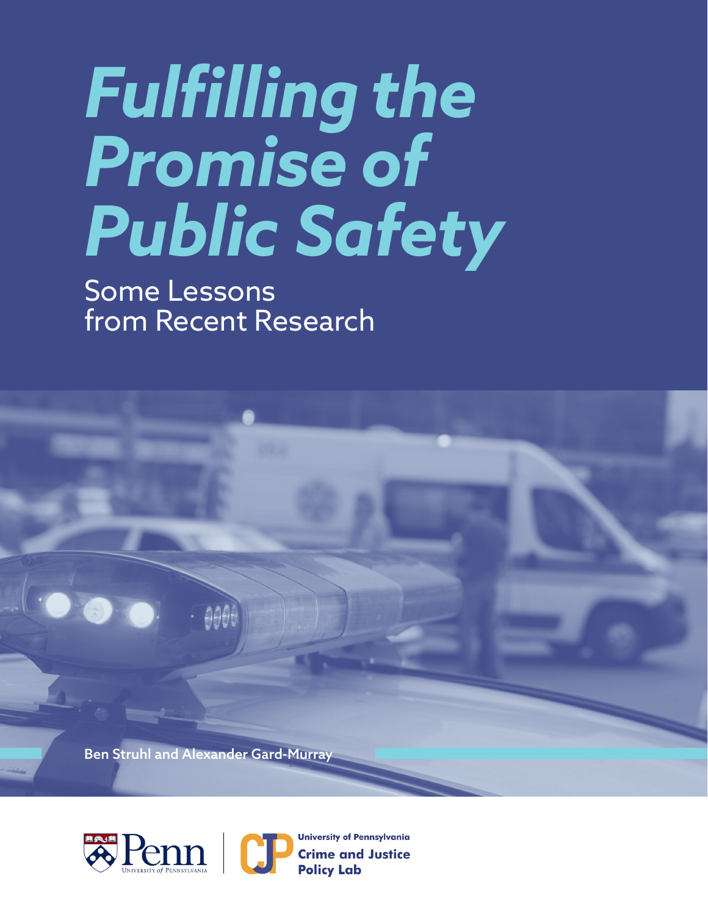# *Fulfilling the Promise of Public Safety*

## Some Lessons from Recent Research

Ben Struhl and Alexander Gard-Murray

Penn
University of Pennsylvania

University of Pennsylvania
Crime and Justice Policy Lab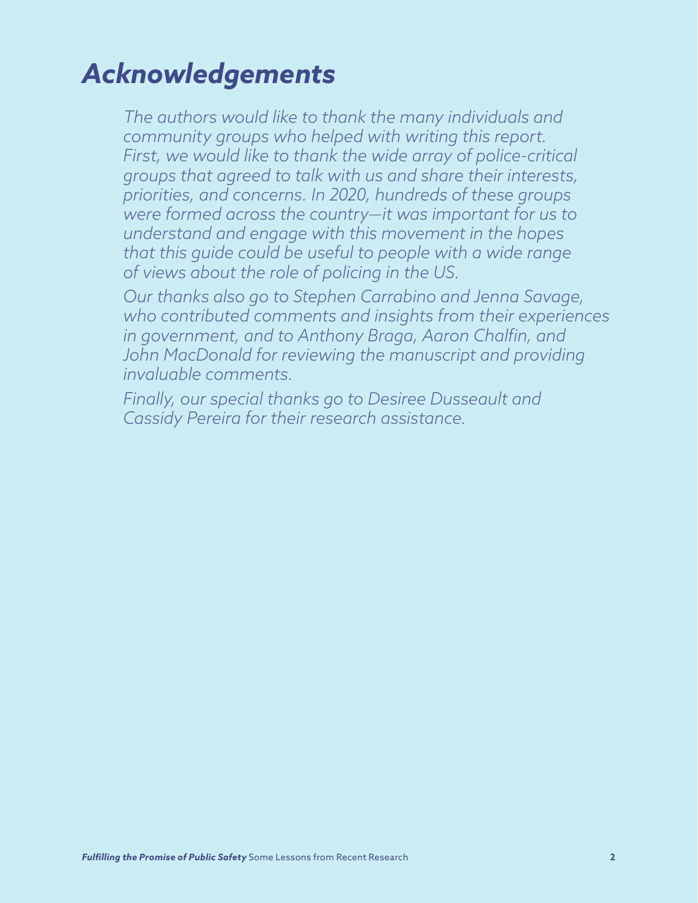# *Acknowledgements*

*The authors would like to thank the many individuals and community groups who helped with writing this report. First, we would like to thank the wide array of police-critical groups that agreed to talk with us and share their interests, priorities, and concerns. In 2020, hundreds of these groups were formed across the country—it was important for us to understand and engage with this movement in the hopes that this guide could be useful to people with a wide range of views about the role of policing in the US.*

*Our thanks also go to Stephen Carrabino and Jenna Savage, who contributed comments and insights from their experiences in government, and to Anthony Braga, Aaron Chalfin, and John MacDonald for reviewing the manuscript and providing invaluable comments.*

*Finally, our special thanks go to Desiree Dusseault and Cassidy Pereira for their research assistance.*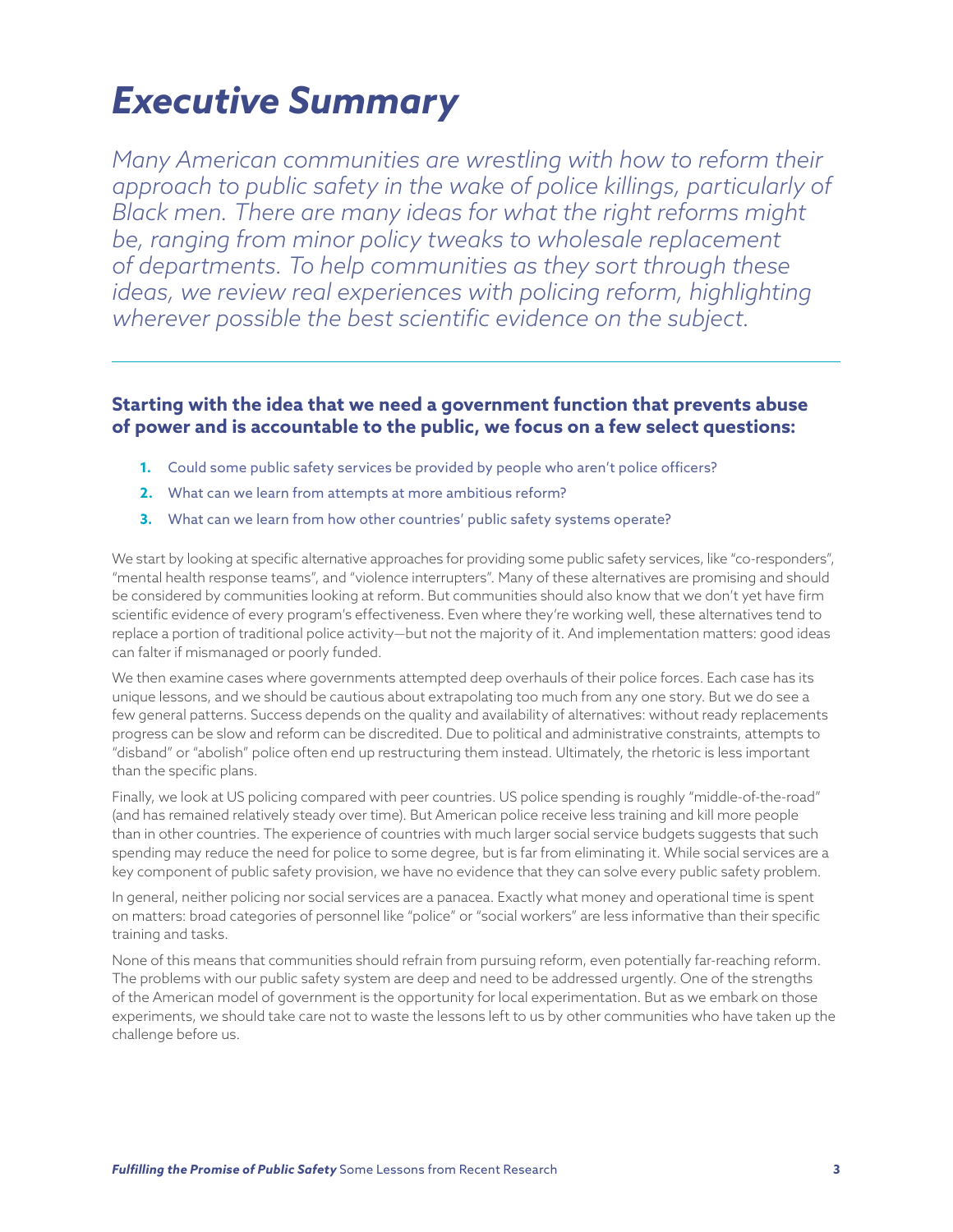# *Executive Summary*

*Many American communities are wrestling with how to reform their approach to public safety in the wake of police killings, particularly of Black men. There are many ideas for what the right reforms might be, ranging from minor policy tweaks to wholesale replacement of departments. To help communities as they sort through these ideas, we review real experiences with policing reform, highlighting wherever possible the best scientific evidence on the subject.*

---

**Starting with the idea that we need a government function that prevents abuse of power and is accountable to the public, we focus on a few select questions:**

1. Could some public safety services be provided by people who aren't police officers?
2. What can we learn from attempts at more ambitious reform?
3. What can we learn from how other countries' public safety systems operate?

We start by looking at specific alternative approaches for providing some public safety services, like "co-responders", "mental health response teams", and "violence interrupters". Many of these alternatives are promising and should be considered by communities looking at reform. But communities should also know that we don't yet have firm scientific evidence of every program's effectiveness. Even where they're working well, these alternatives tend to replace a portion of traditional police activity—but not the majority of it. And implementation matters: good ideas can falter if mismanaged or poorly funded.

We then examine cases where governments attempted deep overhauls of their police forces. Each case has its unique lessons, and we should be cautious about extrapolating too much from any one story. But we do see a few general patterns. Success depends on the quality and availability of alternatives: without ready replacements progress can be slow and reform can be discredited. Due to political and administrative constraints, attempts to "disband" or "abolish" police often end up restructuring them instead. Ultimately, the rhetoric is less important than the specific plans.

Finally, we look at US policing compared with peer countries. US police spending is roughly "middle-of-the-road" (and has remained relatively steady over time). But American police receive less training and kill more people than in other countries. The experience of countries with much larger social service budgets suggests that such spending may reduce the need for police to some degree, but is far from eliminating it. While social services are a key component of public safety provision, we have no evidence that they can solve every public safety problem.

In general, neither policing nor social services are a panacea. Exactly what money and operational time is spent on matters: broad categories of personnel like "police" or "social workers" are less informative than their specific training and tasks.

None of this means that communities should refrain from pursuing reform, even potentially far-reaching reform. The problems with our public safety system are deep and need to be addressed urgently. One of the strengths of the American model of government is the opportunity for local experimentation. But as we embark on those experiments, we should take care not to waste the lessons left to us by other communities who have taken up the challenge before us.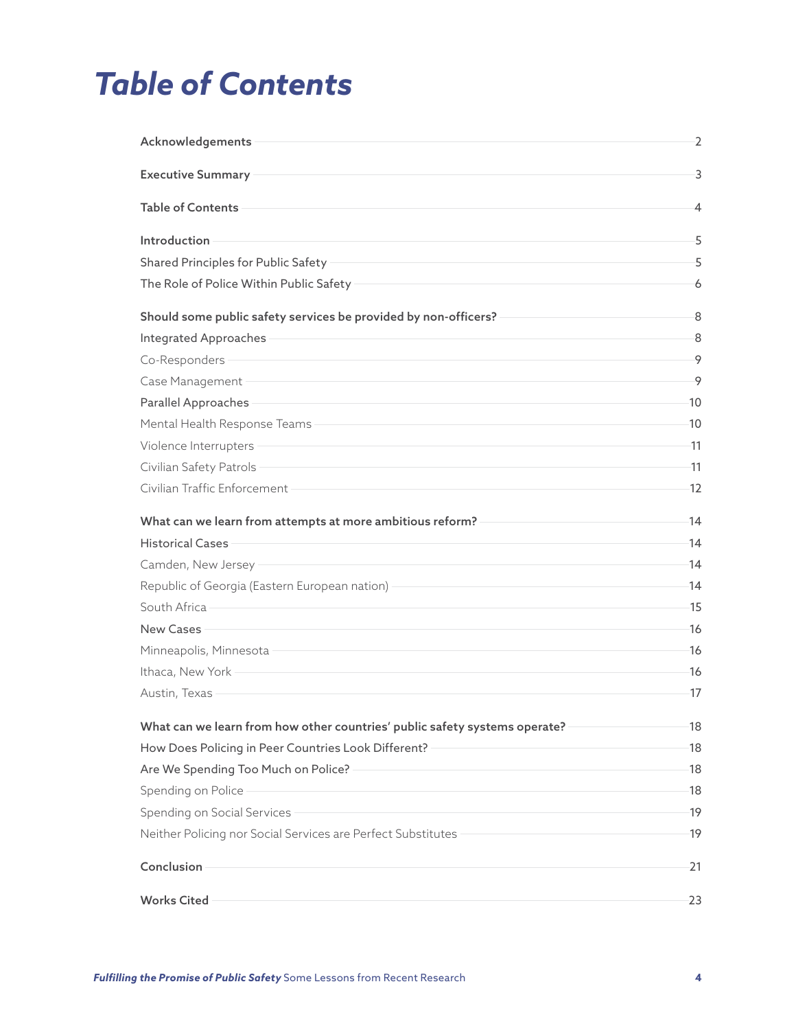# Table of Contents

| | |
|---|---|
| **Acknowledgements** | 2 |
| **Executive Summary** | 3 |
| **Table of Contents** | 4 |
| **Introduction** | 5 |
| Shared Principles for Public Safety | 5 |
| The Role of Police Within Public Safety | 6 |
| **Should some public safety services be provided by non-officers?** | 8 |
| Integrated Approaches | 8 |
| Co-Responders | 9 |
| Case Management | 9 |
| Parallel Approaches | 10 |
| Mental Health Response Teams | 10 |
| Violence Interrupters | 11 |
| Civilian Safety Patrols | 11 |
| Civilian Traffic Enforcement | 12 |
| **What can we learn from attempts at more ambitious reform?** | 14 |
| Historical Cases | 14 |
| Camden, New Jersey | 14 |
| Republic of Georgia (Eastern European nation) | 14 |
| South Africa | 15 |
| New Cases | 16 |
| Minneapolis, Minnesota | 16 |
| Ithaca, New York | 16 |
| Austin, Texas | 17 |
| **What can we learn from how other countries' public safety systems operate?** | 18 |
| How Does Policing in Peer Countries Look Different? | 18 |
| Are We Spending Too Much on Police? | 18 |
| Spending on Police | 18 |
| Spending on Social Services | 19 |
| Neither Policing nor Social Services are Perfect Substitutes | 19 |
| **Conclusion** | 21 |
| **Works Cited** | 23 |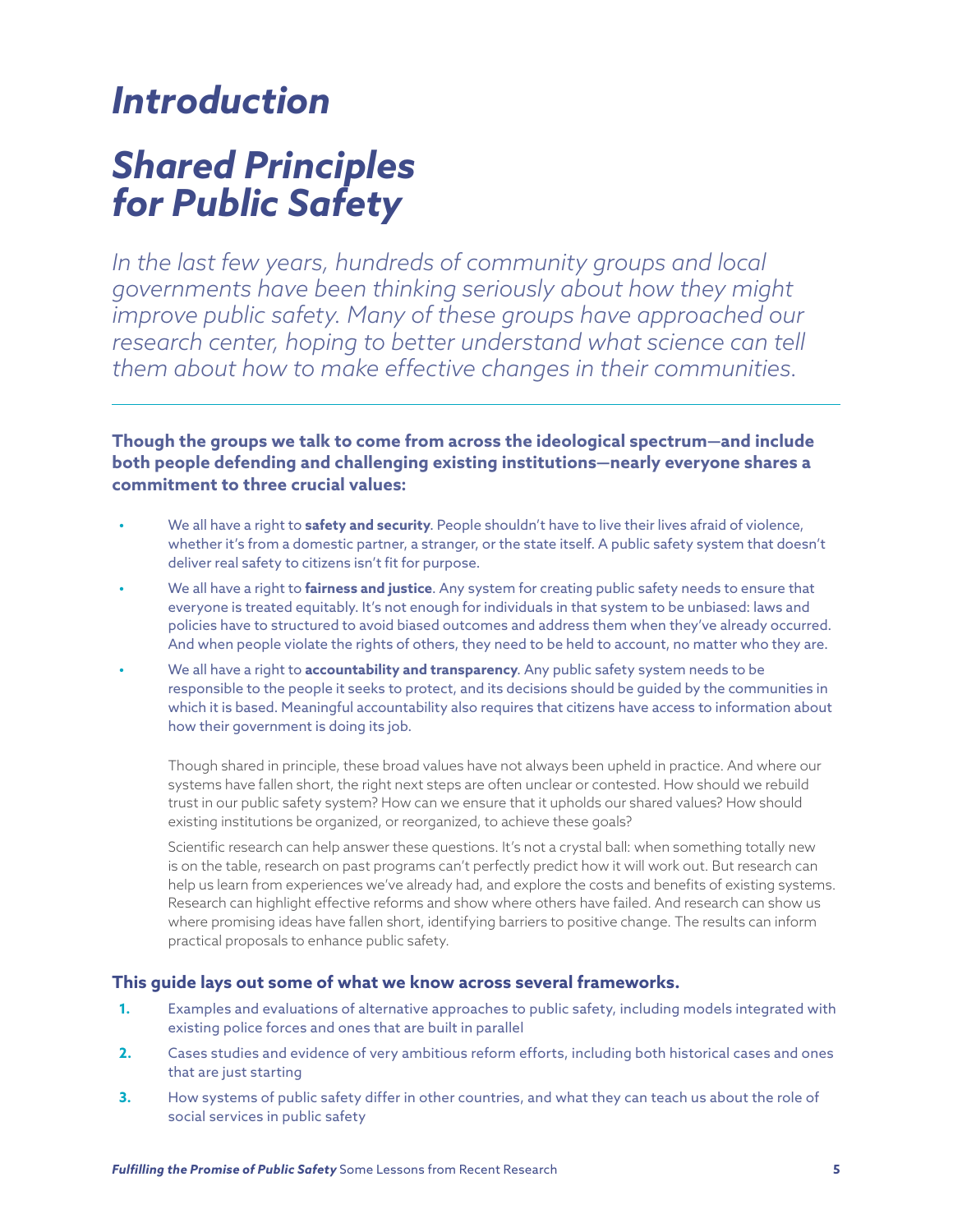# *Introduction*

# *Shared Principles for Public Safety*

*In the last few years, hundreds of community groups and local governments have been thinking seriously about how they might improve public safety. Many of these groups have approached our research center, hoping to better understand what science can tell them about how to make effective changes in their communities.*

---

**Though the groups we talk to come from across the ideological spectrum—and include both people defending and challenging existing institutions—nearly everyone shares a commitment to three crucial values:**

- We all have a right to **safety and security**. People shouldn't have to live their lives afraid of violence, whether it's from a domestic partner, a stranger, or the state itself. A public safety system that doesn't deliver real safety to citizens isn't fit for purpose.
- We all have a right to **fairness and justice**. Any system for creating public safety needs to ensure that everyone is treated equitably. It's not enough for individuals in that system to be unbiased: laws and policies have to structured to avoid biased outcomes and address them when they've already occurred. And when people violate the rights of others, they need to be held to account, no matter who they are.
- We all have a right to **accountability and transparency**. Any public safety system needs to be responsible to the people it seeks to protect, and its decisions should be guided by the communities in which it is based. Meaningful accountability also requires that citizens have access to information about how their government is doing its job.

Though shared in principle, these broad values have not always been upheld in practice. And where our systems have fallen short, the right next steps are often unclear or contested. How should we rebuild trust in our public safety system? How can we ensure that it upholds our shared values? How should existing institutions be organized, or reorganized, to achieve these goals?

Scientific research can help answer these questions. It's not a crystal ball: when something totally new is on the table, research on past programs can't perfectly predict how it will work out. But research can help us learn from experiences we've already had, and explore the costs and benefits of existing systems. Research can highlight effective reforms and show where others have failed. And research can show us where promising ideas have fallen short, identifying barriers to positive change. The results can inform practical proposals to enhance public safety.

**This guide lays out some of what we know across several frameworks.**

1. Examples and evaluations of alternative approaches to public safety, including models integrated with existing police forces and ones that are built in parallel
2. Cases studies and evidence of very ambitious reform efforts, including both historical cases and ones that are just starting
3. How systems of public safety differ in other countries, and what they can teach us about the role of social services in public safety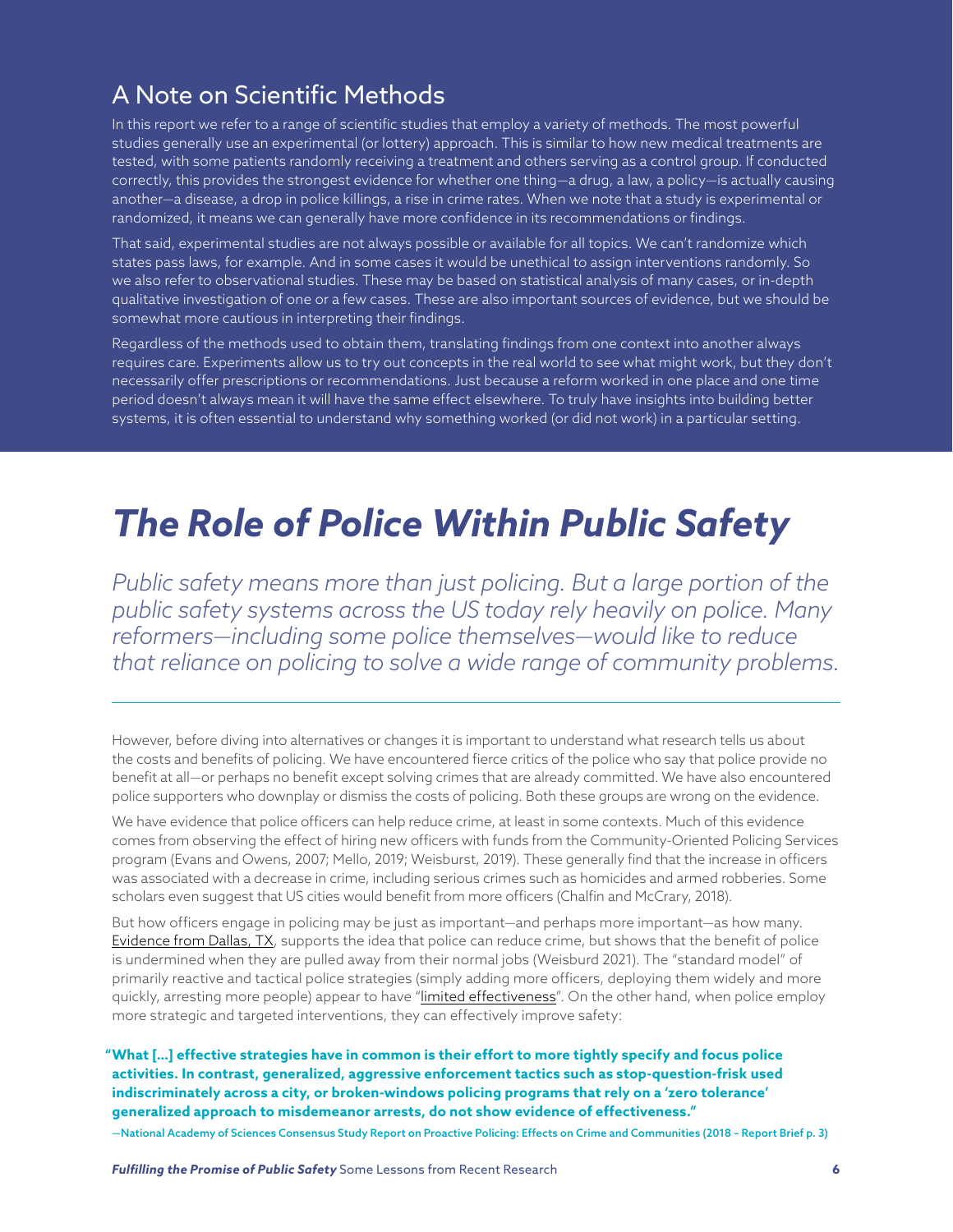## A Note on Scientific Methods

In this report we refer to a range of scientific studies that employ a variety of methods. The most powerful studies generally use an experimental (or lottery) approach. This is similar to how new medical treatments are tested, with some patients randomly receiving a treatment and others serving as a control group. If conducted correctly, this provides the strongest evidence for whether one thing—a drug, a law, a policy—is actually causing another—a disease, a drop in police killings, a rise in crime rates. When we note that a study is experimental or randomized, it means we can generally have more confidence in its recommendations or findings.

That said, experimental studies are not always possible or available for all topics. We can't randomize which states pass laws, for example. And in some cases it would be unethical to assign interventions randomly. So we also refer to observational studies. These may be based on statistical analysis of many cases, or in-depth qualitative investigation of one or a few cases. These are also important sources of evidence, but we should be somewhat more cautious in interpreting their findings.

Regardless of the methods used to obtain them, translating findings from one context into another always requires care. Experiments allow us to try out concepts in the real world to see what might work, but they don't necessarily offer prescriptions or recommendations. Just because a reform worked in one place and one time period doesn't always mean it will have the same effect elsewhere. To truly have insights into building better systems, it is often essential to understand why something worked (or did not work) in a particular setting.

# *The Role of Police Within Public Safety*

*Public safety means more than just policing. But a large portion of the public safety systems across the US today rely heavily on police. Many reformers—including some police themselves—would like to reduce that reliance on policing to solve a wide range of community problems.*

---

However, before diving into alternatives or changes it is important to understand what research tells us about the costs and benefits of policing. We have encountered fierce critics of the police who say that police provide no benefit at all—or perhaps no benefit except solving crimes that are already committed. We have also encountered police supporters who downplay or dismiss the costs of policing. Both these groups are wrong on the evidence.

We have evidence that police officers can help reduce crime, at least in some contexts. Much of this evidence comes from observing the effect of hiring new officers with funds from the Community-Oriented Policing Services program (Evans and Owens, 2007; Mello, 2019; Weisburst, 2019). These generally find that the increase in officers was associated with a decrease in crime, including serious crimes such as homicides and armed robberies. Some scholars even suggest that US cities would benefit from more officers (Chalfin and McCrary, 2018).

But how officers engage in policing may be just as important—and perhaps more important—as how many. Evidence from Dallas, TX, supports the idea that police can reduce crime, but shows that the benefit of police is undermined when they are pulled away from their normal jobs (Weisburd 2021). The "standard model" of primarily reactive and tactical police strategies (simply adding more officers, deploying them widely and more quickly, arresting more people) appear to have "limited effectiveness". On the other hand, when police employ more strategic and targeted interventions, they can effectively improve safety:

> **"What [...] effective strategies have in common is their effort to more tightly specify and focus police activities. In contrast, generalized, aggressive enforcement tactics such as stop-question-frisk used indiscriminately across a city, or broken-windows policing programs that rely on a 'zero tolerance' generalized approach to misdemeanor arrests, do not show evidence of effectiveness."**
>
> —National Academy of Sciences Consensus Study Report on Proactive Policing: Effects on Crime and Communities (2018 – Report Brief p. 3)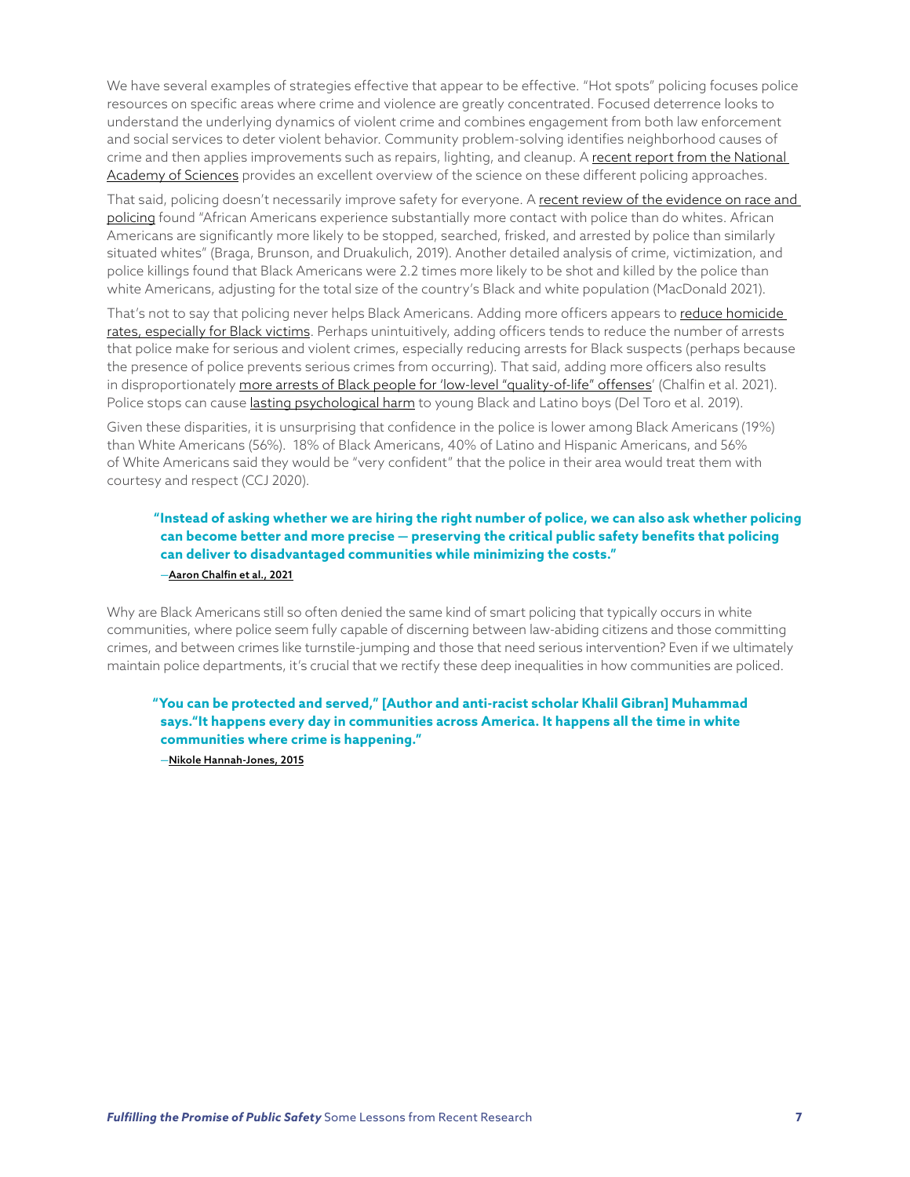We have several examples of strategies effective that appear to be effective. "Hot spots" policing focuses police resources on specific areas where crime and violence are greatly concentrated. Focused deterrence looks to understand the underlying dynamics of violent crime and combines engagement from both law enforcement and social services to deter violent behavior. Community problem-solving identifies neighborhood causes of crime and then applies improvements such as repairs, lighting, and cleanup. A recent report from the National Academy of Sciences provides an excellent overview of the science on these different policing approaches.

That said, policing doesn't necessarily improve safety for everyone. A recent review of the evidence on race and policing found "African Americans experience substantially more contact with police than do whites. African Americans are significantly more likely to be stopped, searched, frisked, and arrested by police than similarly situated whites" (Braga, Brunson, and Druakulich, 2019). Another detailed analysis of crime, victimization, and police killings found that Black Americans were 2.2 times more likely to be shot and killed by the police than white Americans, adjusting for the total size of the country's Black and white population (MacDonald 2021).

That's not to say that policing never helps Black Americans. Adding more officers appears to reduce homicide rates, especially for Black victims. Perhaps unintuitively, adding officers tends to reduce the number of arrests that police make for serious and violent crimes, especially reducing arrests for Black suspects (perhaps because the presence of police prevents serious crimes from occurring). That said, adding more officers also results in disproportionately more arrests of Black people for 'low-level "quality-of-life" offenses' (Chalfin et al. 2021). Police stops can cause lasting psychological harm to young Black and Latino boys (Del Toro et al. 2019).

Given these disparities, it is unsurprising that confidence in the police is lower among Black Americans (19%) than White Americans (56%). 18% of Black Americans, 40% of Latino and Hispanic Americans, and 56% of White Americans said they would be "very confident" that the police in their area would treat them with courtesy and respect (CCJ 2020).

> **"Instead of asking whether we are hiring the right number of police, we can also ask whether policing can become better and more precise — preserving the critical public safety benefits that policing can deliver to disadvantaged communities while minimizing the costs."**
>
> —Aaron Chalfin et al., 2021

Why are Black Americans still so often denied the same kind of smart policing that typically occurs in white communities, where police seem fully capable of discerning between law-abiding citizens and those committing crimes, and between crimes like turnstile-jumping and those that need serious intervention? Even if we ultimately maintain police departments, it's crucial that we rectify these deep inequalities in how communities are policed.

> **"You can be protected and served," [Author and anti-racist scholar Khalil Gibran] Muhammad says."It happens every day in communities across America. It happens all the time in white communities where crime is happening."**
>
> —Nikole Hannah-Jones, 2015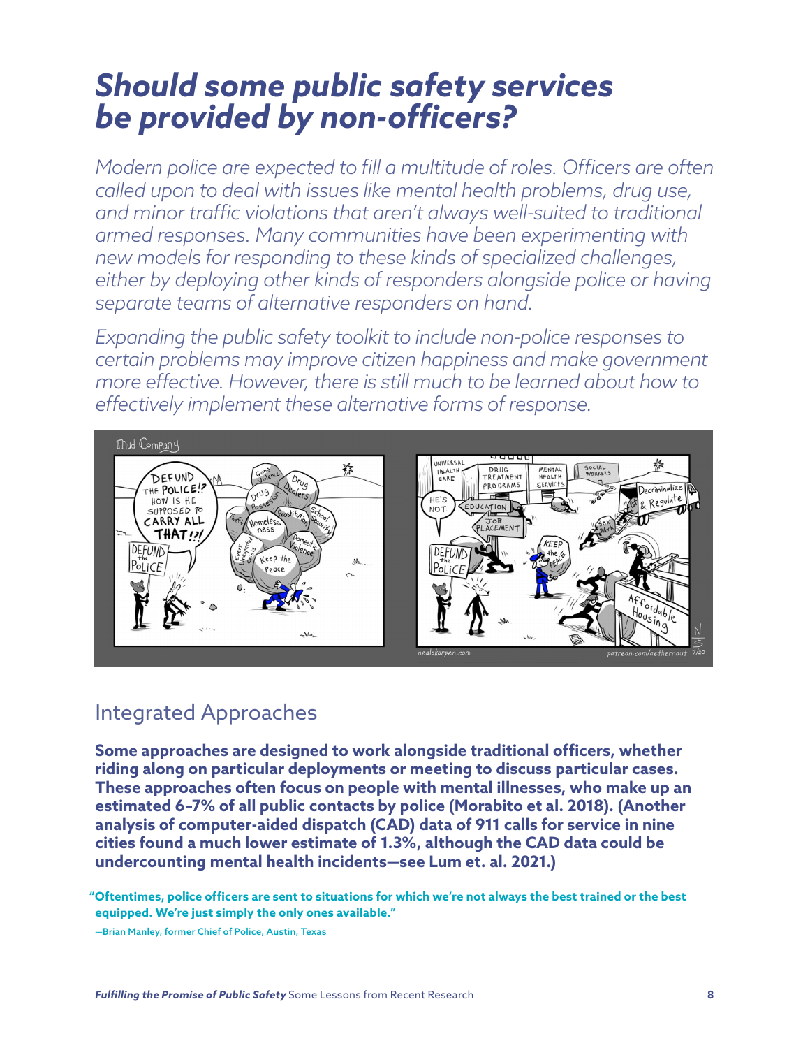# *Should some public safety services be provided by non-officers?*

*Modern police are expected to fill a multitude of roles. Officers are often called upon to deal with issues like mental health problems, drug use, and minor traffic violations that aren't always well-suited to traditional armed responses. Many communities have been experimenting with new models for responding to these kinds of specialized challenges, either by deploying other kinds of responders alongside police or having separate teams of alternative responders on hand.*

*Expanding the public safety toolkit to include non-police responses to certain problems may improve citizen happiness and make government more effective. However, there is still much to be learned about how to effectively implement these alternative forms of response.*

## Integrated Approaches

**Some approaches are designed to work alongside traditional officers, whether riding along on particular deployments or meeting to discuss particular cases. These approaches often focus on people with mental illnesses, who make up an estimated 6–7% of all public contacts by police (Morabito et al. 2018). (Another analysis of computer-aided dispatch (CAD) data of 911 calls for service in nine cities found a much lower estimate of 1.3%, although the CAD data could be undercounting mental health incidents—see Lum et. al. 2021.)**

> **"Oftentimes, police officers are sent to situations for which we're not always the best trained or the best equipped. We're just simply the only ones available."**
>
> —Brian Manley, former Chief of Police, Austin, Texas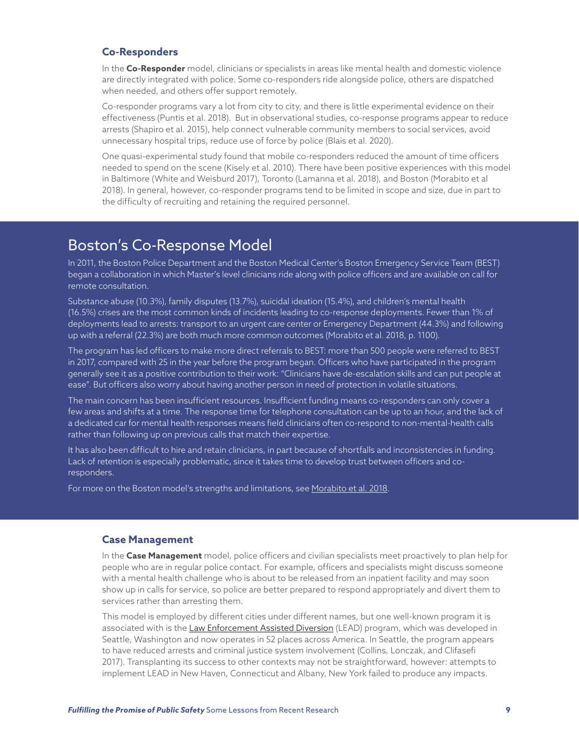### Co-Responders

In the **Co-Responder** model, clinicians or specialists in areas like mental health and domestic violence are directly integrated with police. Some co-responders ride alongside police, others are dispatched when needed, and others offer support remotely.

Co-responder programs vary a lot from city to city, and there is little experimental evidence on their effectiveness (Puntis et al. 2018). But in observational studies, co-response programs appear to reduce arrests (Shapiro et al. 2015), help connect vulnerable community members to social services, avoid unnecessary hospital trips, reduce use of force by police (Blais et al. 2020).

One quasi-experimental study found that mobile co-responders reduced the amount of time officers needed to spend on the scene (Kisely et al. 2010). There have been positive experiences with this model in Baltimore (White and Weisburd 2017), Toronto (Lamanna et al. 2018), and Boston (Morabito et al 2018). In general, however, co-responder programs tend to be limited in scope and size, due in part to the difficulty of recruiting and retaining the required personnel.

## Boston's Co-Response Model

In 2011, the Boston Police Department and the Boston Medical Center's Boston Emergency Service Team (BEST) began a collaboration in which Master's level clinicians ride along with police officers and are available on call for remote consultation.

Substance abuse (10.3%), family disputes (13.7%), suicidal ideation (15.4%), and children's mental health (16.5%) crises are the most common kinds of incidents leading to co-response deployments. Fewer than 1% of deployments lead to arrests: transport to an urgent care center or Emergency Department (44.3%) and following up with a referral (22.3%) are both much more common outcomes (Morabito et al. 2018, p. 1100).

The program has led officers to make more direct referrals to BEST: more than 500 people were referred to BEST in 2017, compared with 25 in the year before the program began. Officers who have participated in the program generally see it as a positive contribution to their work: "Clinicians have de-escalation skills and can put people at ease". But officers also worry about having another person in need of protection in volatile situations.

The main concern has been insufficient resources. Insufficient funding means co-responders can only cover a few areas and shifts at a time. The response time for telephone consultation can be up to an hour, and the lack of a dedicated car for mental health responses means field clinicians often co-respond to non-mental-health calls rather than following up on previous calls that match their expertise.

It has also been difficult to hire and retain clinicians, in part because of shortfalls and inconsistencies in funding. Lack of retention is especially problematic, since it takes time to develop trust between officers and co-responders.

For more on the Boston model's strengths and limitations, see Morabito et al. 2018.

### Case Management

In the **Case Management** model, police officers and civilian specialists meet proactively to plan help for people who are in regular police contact. For example, officers and specialists might discuss someone with a mental health challenge who is about to be released from an inpatient facility and may soon show up in calls for service, so police are better prepared to respond appropriately and divert them to services rather than arresting them.

This model is employed by different cities under different names, but one well-known program it is associated with is the Law Enforcement Assisted Diversion (LEAD) program, which was developed in Seattle, Washington and now operates in 52 places across America. In Seattle, the program appears to have reduced arrests and criminal justice system involvement (Collins, Lonczak, and Clifasefi 2017). Transplanting its success to other contexts may not be straightforward, however: attempts to implement LEAD in New Haven, Connecticut and Albany, New York failed to produce any impacts.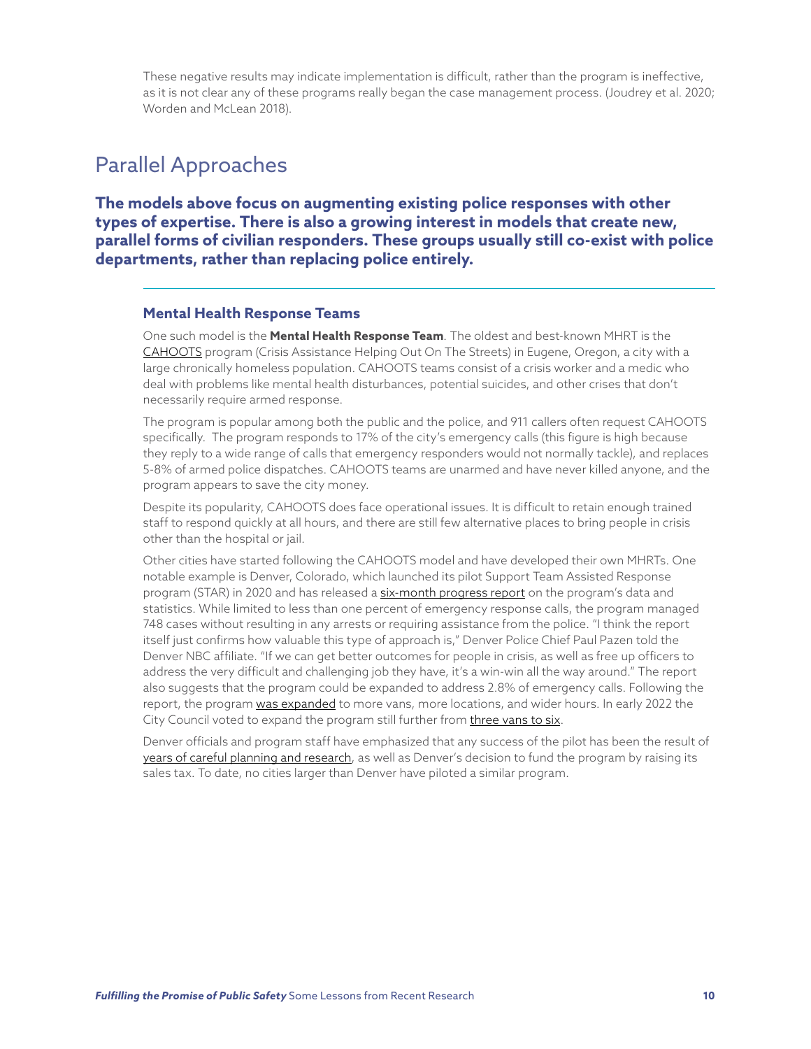These negative results may indicate implementation is difficult, rather than the program is ineffective, as it is not clear any of these programs really began the case management process. (Joudrey et al. 2020; Worden and McLean 2018).

## Parallel Approaches

**The models above focus on augmenting existing police responses with other types of expertise. There is also a growing interest in models that create new, parallel forms of civilian responders. These groups usually still co-exist with police departments, rather than replacing police entirely.**

---

### Mental Health Response Teams

One such model is the **Mental Health Response Team**. The oldest and best-known MHRT is the CAHOOTS program (Crisis Assistance Helping Out On The Streets) in Eugene, Oregon, a city with a large chronically homeless population. CAHOOTS teams consist of a crisis worker and a medic who deal with problems like mental health disturbances, potential suicides, and other crises that don't necessarily require armed response.

The program is popular among both the public and the police, and 911 callers often request CAHOOTS specifically. The program responds to 17% of the city's emergency calls (this figure is high because they reply to a wide range of calls that emergency responders would not normally tackle), and replaces 5-8% of armed police dispatches. CAHOOTS teams are unarmed and have never killed anyone, and the program appears to save the city money.

Despite its popularity, CAHOOTS does face operational issues. It is difficult to retain enough trained staff to respond quickly at all hours, and there are still few alternative places to bring people in crisis other than the hospital or jail.

Other cities have started following the CAHOOTS model and have developed their own MHRTs. One notable example is Denver, Colorado, which launched its pilot Support Team Assisted Response program (STAR) in 2020 and has released a six-month progress report on the program's data and statistics. While limited to less than one percent of emergency response calls, the program managed 748 cases without resulting in any arrests or requiring assistance from the police. "I think the report itself just confirms how valuable this type of approach is," Denver Police Chief Paul Pazen told the Denver NBC affiliate. "If we can get better outcomes for people in crisis, as well as free up officers to address the very difficult and challenging job they have, it's a win-win all the way around." The report also suggests that the program could be expanded to address 2.8% of emergency calls. Following the report, the program was expanded to more vans, more locations, and wider hours. In early 2022 the City Council voted to expand the program still further from three vans to six.

Denver officials and program staff have emphasized that any success of the pilot has been the result of years of careful planning and research, as well as Denver's decision to fund the program by raising its sales tax. To date, no cities larger than Denver have piloted a similar program.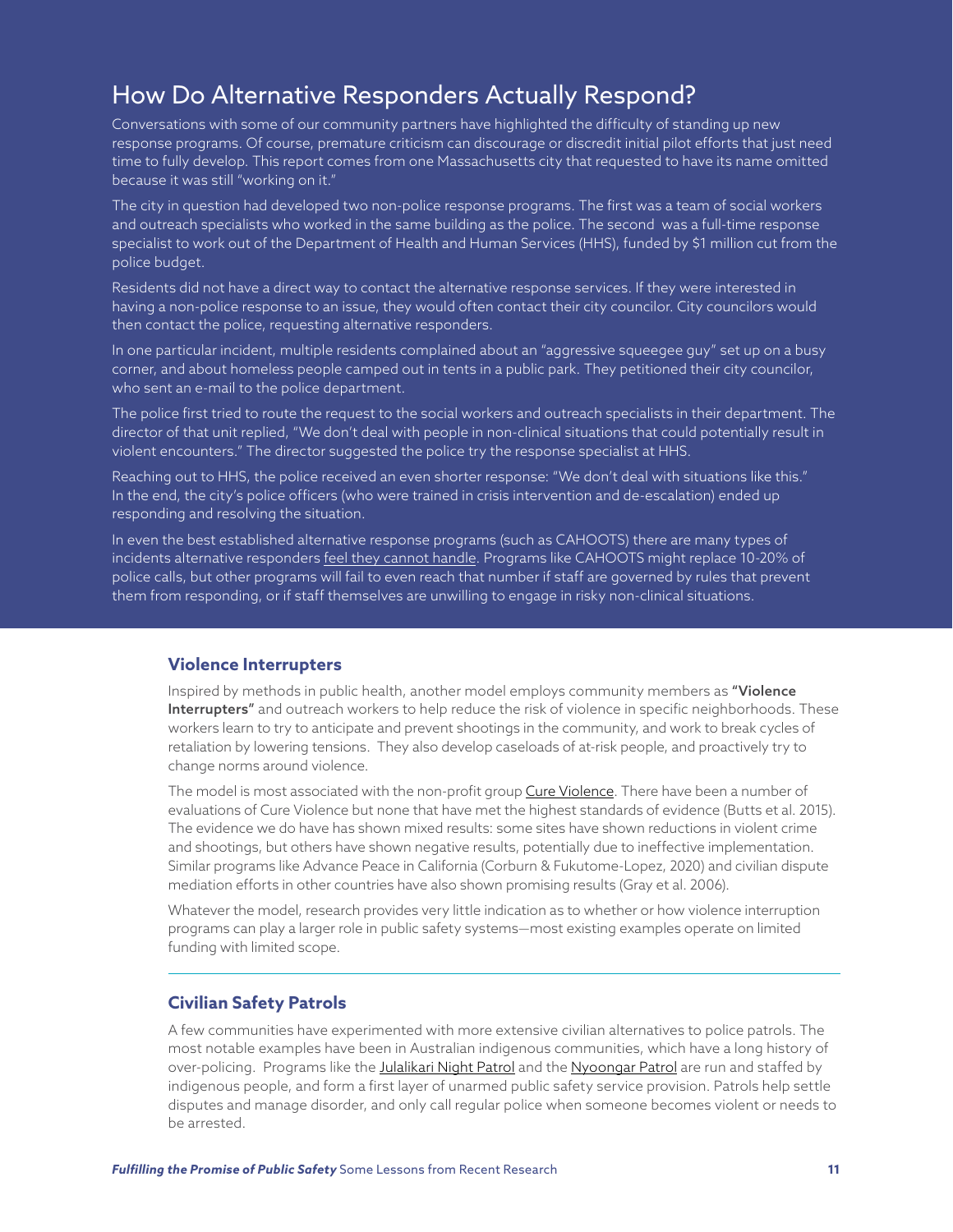## How Do Alternative Responders Actually Respond?

Conversations with some of our community partners have highlighted the difficulty of standing up new response programs. Of course, premature criticism can discourage or discredit initial pilot efforts that just need time to fully develop. This report comes from one Massachusetts city that requested to have its name omitted because it was still "working on it."

The city in question had developed two non-police response programs. The first was a team of social workers and outreach specialists who worked in the same building as the police. The second was a full-time response specialist to work out of the Department of Health and Human Services (HHS), funded by $1 million cut from the police budget.

Residents did not have a direct way to contact the alternative response services. If they were interested in having a non-police response to an issue, they would often contact their city councilor. City councilors would then contact the police, requesting alternative responders.

In one particular incident, multiple residents complained about an "aggressive squeegee guy" set up on a busy corner, and about homeless people camped out in tents in a public park. They petitioned their city councilor, who sent an e-mail to the police department.

The police first tried to route the request to the social workers and outreach specialists in their department. The director of that unit replied, "We don't deal with people in non-clinical situations that could potentially result in violent encounters." The director suggested the police try the response specialist at HHS.

Reaching out to HHS, the police received an even shorter response: "We don't deal with situations like this." In the end, the city's police officers (who were trained in crisis intervention and de-escalation) ended up responding and resolving the situation.

In even the best established alternative response programs (such as CAHOOTS) there are many types of incidents alternative responders feel they cannot handle. Programs like CAHOOTS might replace 10-20% of police calls, but other programs will fail to even reach that number if staff are governed by rules that prevent them from responding, or if staff themselves are unwilling to engage in risky non-clinical situations.

### Violence Interrupters

Inspired by methods in public health, another model employs community members as **"Violence Interrupters"** and outreach workers to help reduce the risk of violence in specific neighborhoods. These workers learn to try to anticipate and prevent shootings in the community, and work to break cycles of retaliation by lowering tensions. They also develop caseloads of at-risk people, and proactively try to change norms around violence.

The model is most associated with the non-profit group Cure Violence. There have been a number of evaluations of Cure Violence but none that have met the highest standards of evidence (Butts et al. 2015). The evidence we do have has shown mixed results: some sites have shown reductions in violent crime and shootings, but others have shown negative results, potentially due to ineffective implementation. Similar programs like Advance Peace in California (Corburn & Fukutome-Lopez, 2020) and civilian dispute mediation efforts in other countries have also shown promising results (Gray et al. 2006).

Whatever the model, research provides very little indication as to whether or how violence interruption programs can play a larger role in public safety systems—most existing examples operate on limited funding with limited scope.

### Civilian Safety Patrols

A few communities have experimented with more extensive civilian alternatives to police patrols. The most notable examples have been in Australian indigenous communities, which have a long history of over-policing. Programs like the Julalikari Night Patrol and the Nyoongar Patrol are run and staffed by indigenous people, and form a first layer of unarmed public safety service provision. Patrols help settle disputes and manage disorder, and only call regular police when someone becomes violent or needs to be arrested.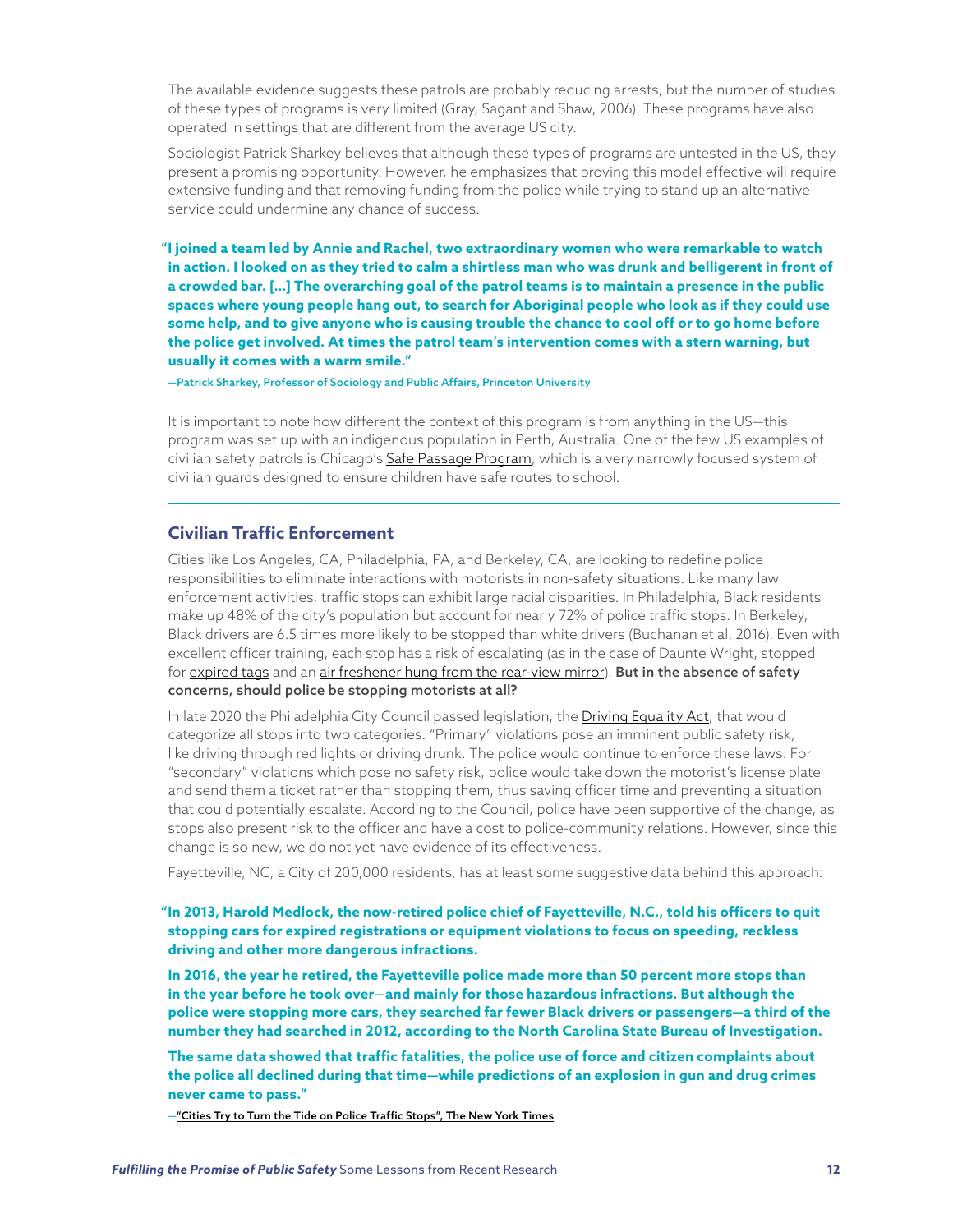The available evidence suggests these patrols are probably reducing arrests, but the number of studies of these types of programs is very limited (Gray, Sagant and Shaw, 2006). These programs have also operated in settings that are different from the average US city.

Sociologist Patrick Sharkey believes that although these types of programs are untested in the US, they present a promising opportunity. However, he emphasizes that proving this model effective will require extensive funding and that removing funding from the police while trying to stand up an alternative service could undermine any chance of success.

> **"I joined a team led by Annie and Rachel, two extraordinary women who were remarkable to watch in action. I looked on as they tried to calm a shirtless man who was drunk and belligerent in front of a crowded bar. […] The overarching goal of the patrol teams is to maintain a presence in the public spaces where young people hang out, to search for Aboriginal people who look as if they could use some help, and to give anyone who is causing trouble the chance to cool off or to go home before the police get involved. At times the patrol team's intervention comes with a stern warning, but usually it comes with a warm smile."**
>
> —Patrick Sharkey, Professor of Sociology and Public Affairs, Princeton University

It is important to note how different the context of this program is from anything in the US—this program was set up with an indigenous population in Perth, Australia. One of the few US examples of civilian safety patrols is Chicago's Safe Passage Program, which is a very narrowly focused system of civilian guards designed to ensure children have safe routes to school.

## Civilian Traffic Enforcement

Cities like Los Angeles, CA, Philadelphia, PA, and Berkeley, CA, are looking to redefine police responsibilities to eliminate interactions with motorists in non-safety situations. Like many law enforcement activities, traffic stops can exhibit large racial disparities. In Philadelphia, Black residents make up 48% of the city's population but account for nearly 72% of police traffic stops. In Berkeley, Black drivers are 6.5 times more likely to be stopped than white drivers (Buchanan et al. 2016). Even with excellent officer training, each stop has a risk of escalating (as in the case of Daunte Wright, stopped for expired tags and an air freshener hung from the rear-view mirror). **But in the absence of safety concerns, should police be stopping motorists at all?**

In late 2020 the Philadelphia City Council passed legislation, the Driving Equality Act, that would categorize all stops into two categories. "Primary" violations pose an imminent public safety risk, like driving through red lights or driving drunk. The police would continue to enforce these laws. For "secondary" violations which pose no safety risk, police would take down the motorist's license plate and send them a ticket rather than stopping them, thus saving officer time and preventing a situation that could potentially escalate. According to the Council, police have been supportive of the change, as stops also present risk to the officer and have a cost to police-community relations. However, since this change is so new, we do not yet have evidence of its effectiveness.

Fayetteville, NC, a City of 200,000 residents, has at least some suggestive data behind this approach:

> **"In 2013, Harold Medlock, the now-retired police chief of Fayetteville, N.C., told his officers to quit stopping cars for expired registrations or equipment violations to focus on speeding, reckless driving and other more dangerous infractions.**
>
> **In 2016, the year he retired, the Fayetteville police made more than 50 percent more stops than in the year before he took over—and mainly for those hazardous infractions. But although the police were stopping more cars, they searched far fewer Black drivers or passengers—a third of the number they had searched in 2012, according to the North Carolina State Bureau of Investigation.**
>
> **The same data showed that traffic fatalities, the police use of force and citizen complaints about the police all declined during that time—while predictions of an explosion in gun and drug crimes never came to pass."**
>
> —"Cities Try to Turn the Tide on Police Traffic Stops", The New York Times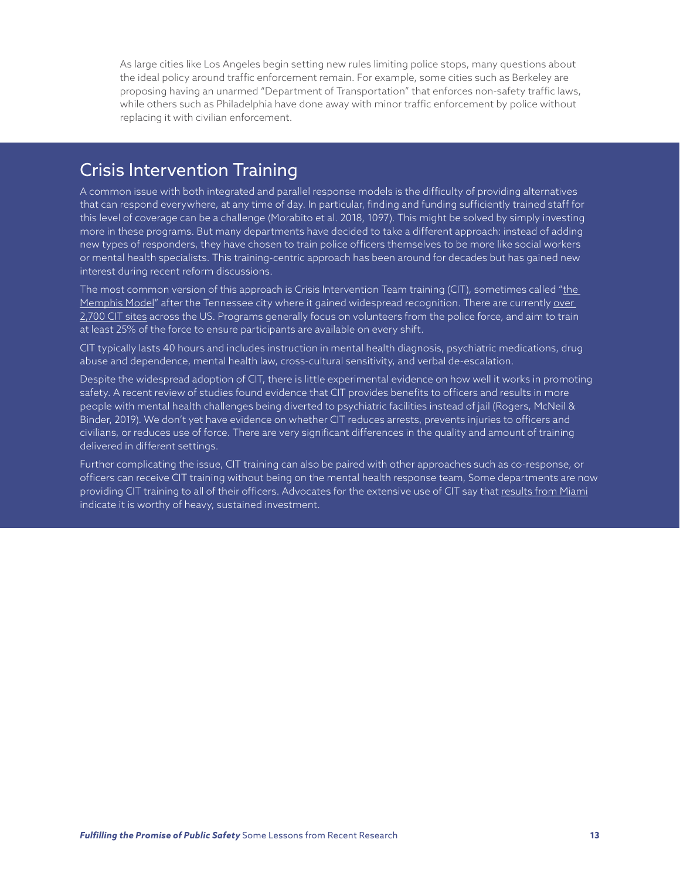As large cities like Los Angeles begin setting new rules limiting police stops, many questions about the ideal policy around traffic enforcement remain. For example, some cities such as Berkeley are proposing having an unarmed "Department of Transportation" that enforces non-safety traffic laws, while others such as Philadelphia have done away with minor traffic enforcement by police without replacing it with civilian enforcement.

## Crisis Intervention Training

A common issue with both integrated and parallel response models is the difficulty of providing alternatives that can respond everywhere, at any time of day. In particular, finding and funding sufficiently trained staff for this level of coverage can be a challenge (Morabito et al. 2018, 1097). This might be solved by simply investing more in these programs. But many departments have decided to take a different approach: instead of adding new types of responders, they have chosen to train police officers themselves to be more like social workers or mental health specialists. This training-centric approach has been around for decades but has gained new interest during recent reform discussions.

The most common version of this approach is Crisis Intervention Team training (CIT), sometimes called "the Memphis Model" after the Tennessee city where it gained widespread recognition. There are currently over 2,700 CIT sites across the US. Programs generally focus on volunteers from the police force, and aim to train at least 25% of the force to ensure participants are available on every shift.

CIT typically lasts 40 hours and includes instruction in mental health diagnosis, psychiatric medications, drug abuse and dependence, mental health law, cross-cultural sensitivity, and verbal de-escalation.

Despite the widespread adoption of CIT, there is little experimental evidence on how well it works in promoting safety. A recent review of studies found evidence that CIT provides benefits to officers and results in more people with mental health challenges being diverted to psychiatric facilities instead of jail (Rogers, McNeil & Binder, 2019). We don't yet have evidence on whether CIT reduces arrests, prevents injuries to officers and civilians, or reduces use of force. There are very significant differences in the quality and amount of training delivered in different settings.

Further complicating the issue, CIT training can also be paired with other approaches such as co-response, or officers can receive CIT training without being on the mental health response team, Some departments are now providing CIT training to all of their officers. Advocates for the extensive use of CIT say that results from Miami indicate it is worthy of heavy, sustained investment.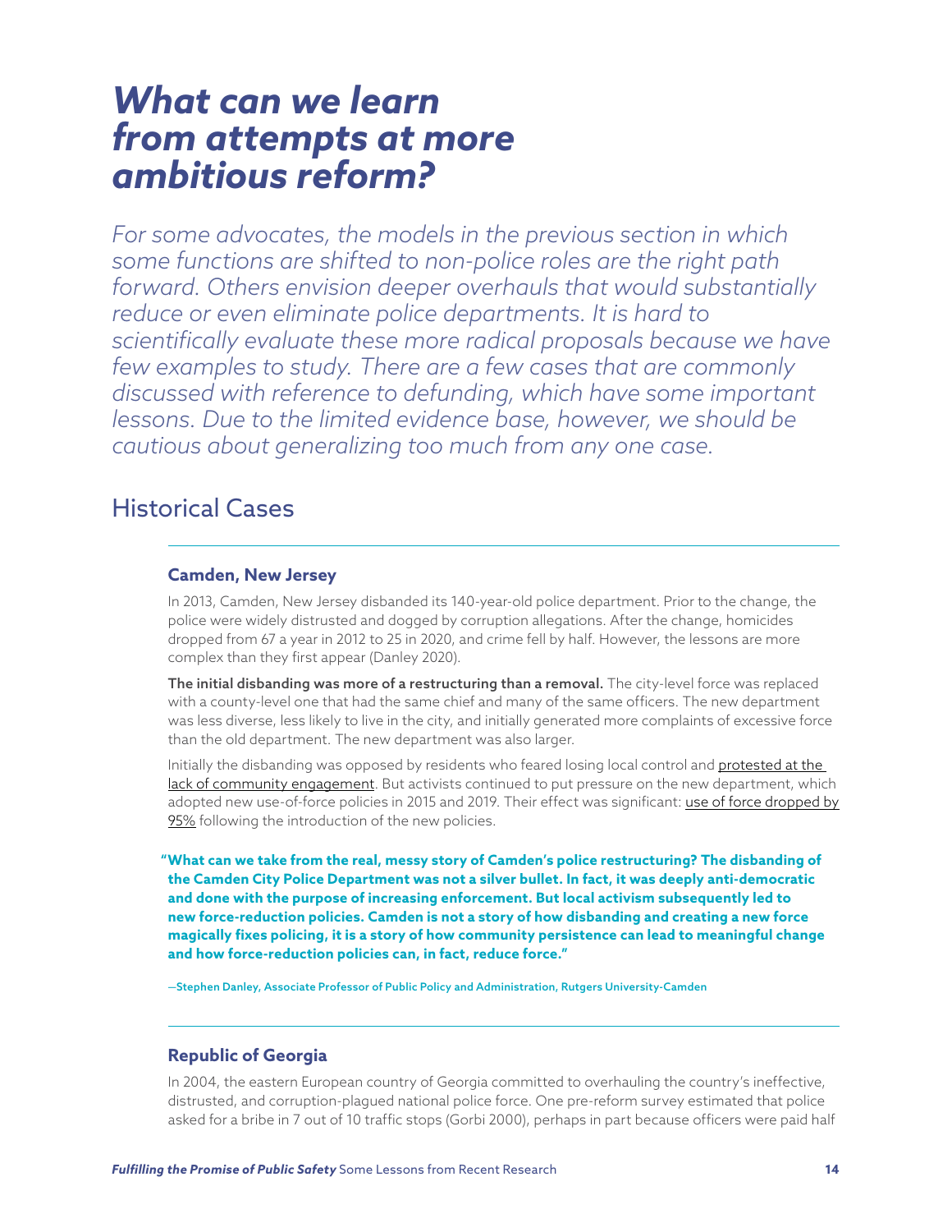# What can we learn from attempts at more ambitious reform?

*For some advocates, the models in the previous section in which some functions are shifted to non-police roles are the right path forward. Others envision deeper overhauls that would substantially reduce or even eliminate police departments. It is hard to scientifically evaluate these more radical proposals because we have few examples to study. There are a few cases that are commonly discussed with reference to defunding, which have some important lessons. Due to the limited evidence base, however, we should be cautious about generalizing too much from any one case.*

## Historical Cases

### Camden, New Jersey

In 2013, Camden, New Jersey disbanded its 140-year-old police department. Prior to the change, the police were widely distrusted and dogged by corruption allegations. After the change, homicides dropped from 67 a year in 2012 to 25 in 2020, and crime fell by half. However, the lessons are more complex than they first appear (Danley 2020).

**The initial disbanding was more of a restructuring than a removal.** The city-level force was replaced with a county-level one that had the same chief and many of the same officers. The new department was less diverse, less likely to live in the city, and initially generated more complaints of excessive force than the old department. The new department was also larger.

Initially the disbanding was opposed by residents who feared losing local control and protested at the lack of community engagement. But activists continued to put pressure on the new department, which adopted new use-of-force policies in 2015 and 2019. Their effect was significant: use of force dropped by 95% following the introduction of the new policies.

> **"What can we take from the real, messy story of Camden's police restructuring? The disbanding of the Camden City Police Department was not a silver bullet. In fact, it was deeply anti-democratic and done with the purpose of increasing enforcement. But local activism subsequently led to new force-reduction policies. Camden is not a story of how disbanding and creating a new force magically fixes policing, it is a story of how community persistence can lead to meaningful change and how force-reduction policies can, in fact, reduce force."**
>
> —Stephen Danley, Associate Professor of Public Policy and Administration, Rutgers University-Camden

### Republic of Georgia

In 2004, the eastern European country of Georgia committed to overhauling the country's ineffective, distrusted, and corruption-plagued national police force. One pre-reform survey estimated that police asked for a bribe in 7 out of 10 traffic stops (Gorbi 2000), perhaps in part because officers were paid half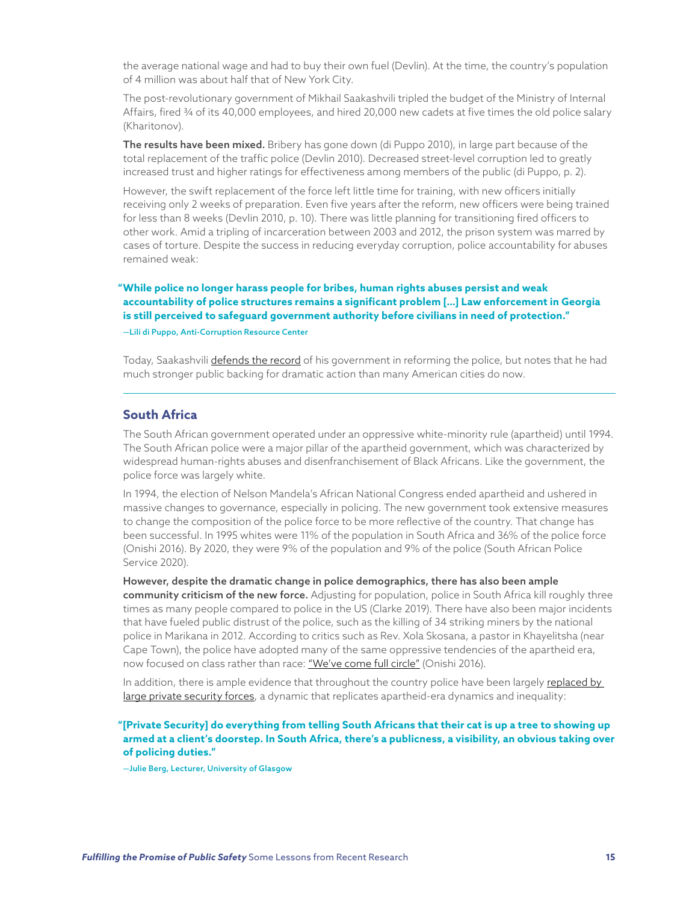the average national wage and had to buy their own fuel (Devlin). At the time, the country's population of 4 million was about half that of New York City.

The post-revolutionary government of Mikhail Saakashvili tripled the budget of the Ministry of Internal Affairs, fired ¾ of its 40,000 employees, and hired 20,000 new cadets at five times the old police salary (Kharitonov).

**The results have been mixed.** Bribery has gone down (di Puppo 2010), in large part because of the total replacement of the traffic police (Devlin 2010). Decreased street-level corruption led to greatly increased trust and higher ratings for effectiveness among members of the public (di Puppo, p. 2).

However, the swift replacement of the force left little time for training, with new officers initially receiving only 2 weeks of preparation. Even five years after the reform, new officers were being trained for less than 8 weeks (Devlin 2010, p. 10). There was little planning for transitioning fired officers to other work. Amid a tripling of incarceration between 2003 and 2012, the prison system was marred by cases of torture. Despite the success in reducing everyday corruption, police accountability for abuses remained weak:

> **"While police no longer harass people for bribes, human rights abuses persist and weak accountability of police structures remains a significant problem [...] Law enforcement in Georgia is still perceived to safeguard government authority before civilians in need of protection."**
>
> —Lili di Puppo, Anti-Corruption Resource Center

Today, Saakashvili defends the record of his government in reforming the police, but notes that he had much stronger public backing for dramatic action than many American cities do now.

## South Africa

The South African government operated under an oppressive white-minority rule (apartheid) until 1994. The South African police were a major pillar of the apartheid government, which was characterized by widespread human-rights abuses and disenfranchisement of Black Africans. Like the government, the police force was largely white.

In 1994, the election of Nelson Mandela's African National Congress ended apartheid and ushered in massive changes to governance, especially in policing. The new government took extensive measures to change the composition of the police force to be more reflective of the country. That change has been successful. In 1995 whites were 11% of the population in South Africa and 36% of the police force (Onishi 2016). By 2020, they were 9% of the population and 9% of the police (South African Police Service 2020).

**However, despite the dramatic change in police demographics, there has also been ample community criticism of the new force.** Adjusting for population, police in South Africa kill roughly three times as many people compared to police in the US (Clarke 2019). There have also been major incidents that have fueled public distrust of the police, such as the killing of 34 striking miners by the national police in Marikana in 2012. According to critics such as Rev. Xola Skosana, a pastor in Khayelitsha (near Cape Town), the police have adopted many of the same oppressive tendencies of the apartheid era, now focused on class rather than race: "We've come full circle" (Onishi 2016).

In addition, there is ample evidence that throughout the country police have been largely replaced by large private security forces, a dynamic that replicates apartheid-era dynamics and inequality:

> **"[Private Security] do everything from telling South Africans that their cat is up a tree to showing up armed at a client's doorstep. In South Africa, there's a publicness, a visibility, an obvious taking over of policing duties."**
>
> —Julie Berg, Lecturer, University of Glasgow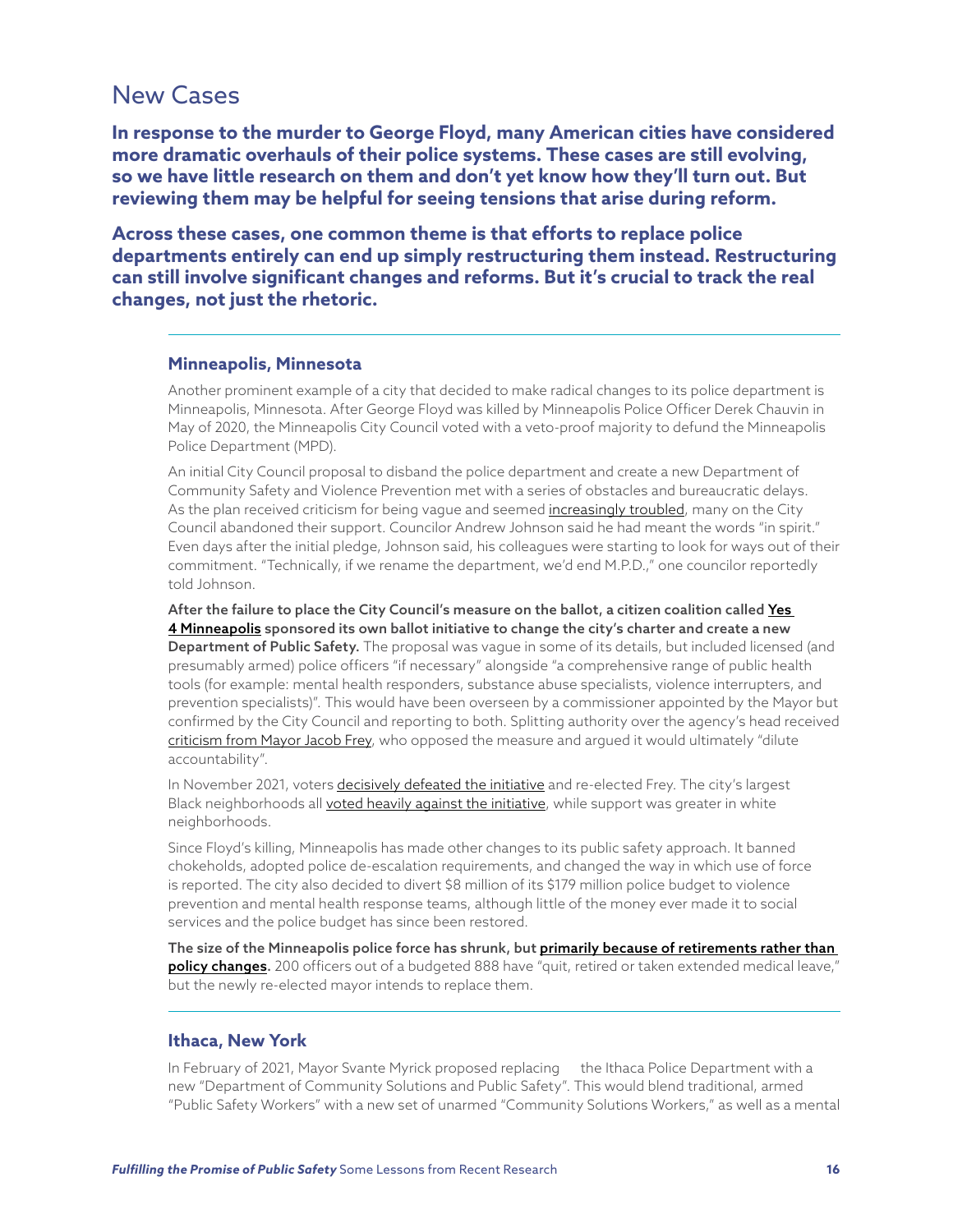## New Cases

**In response to the murder to George Floyd, many American cities have considered more dramatic overhauls of their police systems. These cases are still evolving, so we have little research on them and don't yet know how they'll turn out. But reviewing them may be helpful for seeing tensions that arise during reform.**

**Across these cases, one common theme is that efforts to replace police departments entirely can end up simply restructuring them instead. Restructuring can still involve significant changes and reforms. But it's crucial to track the real changes, not just the rhetoric.**

---

### Minneapolis, Minnesota

Another prominent example of a city that decided to make radical changes to its police department is Minneapolis, Minnesota. After George Floyd was killed by Minneapolis Police Officer Derek Chauvin in May of 2020, the Minneapolis City Council voted with a veto-proof majority to defund the Minneapolis Police Department (MPD).

An initial City Council proposal to disband the police department and create a new Department of Community Safety and Violence Prevention met with a series of obstacles and bureaucratic delays. As the plan received criticism for being vague and seemed increasingly troubled, many on the City Council abandoned their support. Councilor Andrew Johnson said he had meant the words "in spirit." Even days after the initial pledge, Johnson said, his colleagues were starting to look for ways out of their commitment. "Technically, if we rename the department, we'd end M.P.D.," one councilor reportedly told Johnson.

**After the failure to place the City Council's measure on the ballot, a citizen coalition called Yes 4 Minneapolis sponsored its own ballot initiative to change the city's charter and create a new Department of Public Safety.** The proposal was vague in some of its details, but included licensed (and presumably armed) police officers "if necessary" alongside "a comprehensive range of public health tools (for example: mental health responders, substance abuse specialists, violence interrupters, and prevention specialists)". This would have been overseen by a commissioner appointed by the Mayor but confirmed by the City Council and reporting to both. Splitting authority over the agency's head received criticism from Mayor Jacob Frey, who opposed the measure and argued it would ultimately "dilute accountability".

In November 2021, voters decisively defeated the initiative and re-elected Frey. The city's largest Black neighborhoods all voted heavily against the initiative, while support was greater in white neighborhoods.

Since Floyd's killing, Minneapolis has made other changes to its public safety approach. It banned chokeholds, adopted police de-escalation requirements, and changed the way in which use of force is reported. The city also decided to divert $8 million of its $179 million police budget to violence prevention and mental health response teams, although little of the money ever made it to social services and the police budget has since been restored.

**The size of the Minneapolis police force has shrunk, but primarily because of retirements rather than policy changes.** 200 officers out of a budgeted 888 have "quit, retired or taken extended medical leave," but the newly re-elected mayor intends to replace them.

---

### Ithaca, New York

In February of 2021, Mayor Svante Myrick proposed replacing the Ithaca Police Department with a new "Department of Community Solutions and Public Safety". This would blend traditional, armed "Public Safety Workers" with a new set of unarmed "Community Solutions Workers," as well as a mental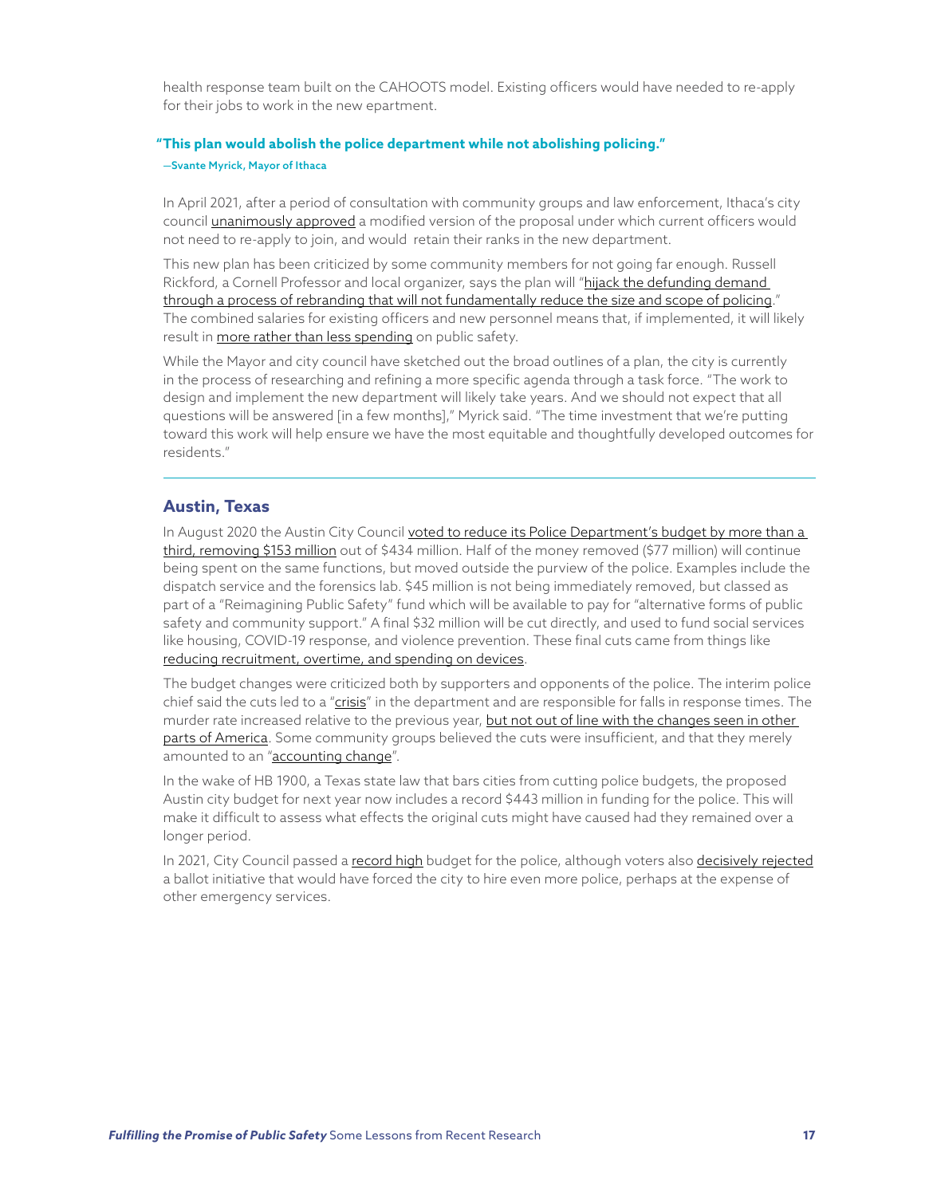health response team built on the CAHOOTS model. Existing officers would have needed to re-apply for their jobs to work in the new epartment.

**"This plan would abolish the police department while not abolishing policing."**

—Svante Myrick, Mayor of Ithaca

In April 2021, after a period of consultation with community groups and law enforcement, Ithaca's city council unanimously approved a modified version of the proposal under which current officers would not need to re-apply to join, and would retain their ranks in the new department.

This new plan has been criticized by some community members for not going far enough. Russell Rickford, a Cornell Professor and local organizer, says the plan will "hijack the defunding demand through a process of rebranding that will not fundamentally reduce the size and scope of policing." The combined salaries for existing officers and new personnel means that, if implemented, it will likely result in more rather than less spending on public safety.

While the Mayor and city council have sketched out the broad outlines of a plan, the city is currently in the process of researching and refining a more specific agenda through a task force. "The work to design and implement the new department will likely take years. And we should not expect that all questions will be answered [in a few months]," Myrick said. "The time investment that we're putting toward this work will help ensure we have the most equitable and thoughtfully developed outcomes for residents."

---

## Austin, Texas

In August 2020 the Austin City Council voted to reduce its Police Department's budget by more than a third, removing $153 million out of $434 million. Half of the money removed ($77 million) will continue being spent on the same functions, but moved outside the purview of the police. Examples include the dispatch service and the forensics lab. $45 million is not being immediately removed, but classed as part of a "Reimagining Public Safety" fund which will be available to pay for "alternative forms of public safety and community support." A final $32 million will be cut directly, and used to fund social services like housing, COVID-19 response, and violence prevention. These final cuts came from things like reducing recruitment, overtime, and spending on devices.

The budget changes were criticized both by supporters and opponents of the police. The interim police chief said the cuts led to a "crisis" in the department and are responsible for falls in response times. The murder rate increased relative to the previous year, but not out of line with the changes seen in other parts of America. Some community groups believed the cuts were insufficient, and that they merely amounted to an "accounting change".

In the wake of HB 1900, a Texas state law that bars cities from cutting police budgets, the proposed Austin city budget for next year now includes a record $443 million in funding for the police. This will make it difficult to assess what effects the original cuts might have caused had they remained over a longer period.

In 2021, City Council passed a record high budget for the police, although voters also decisively rejected a ballot initiative that would have forced the city to hire even more police, perhaps at the expense of other emergency services.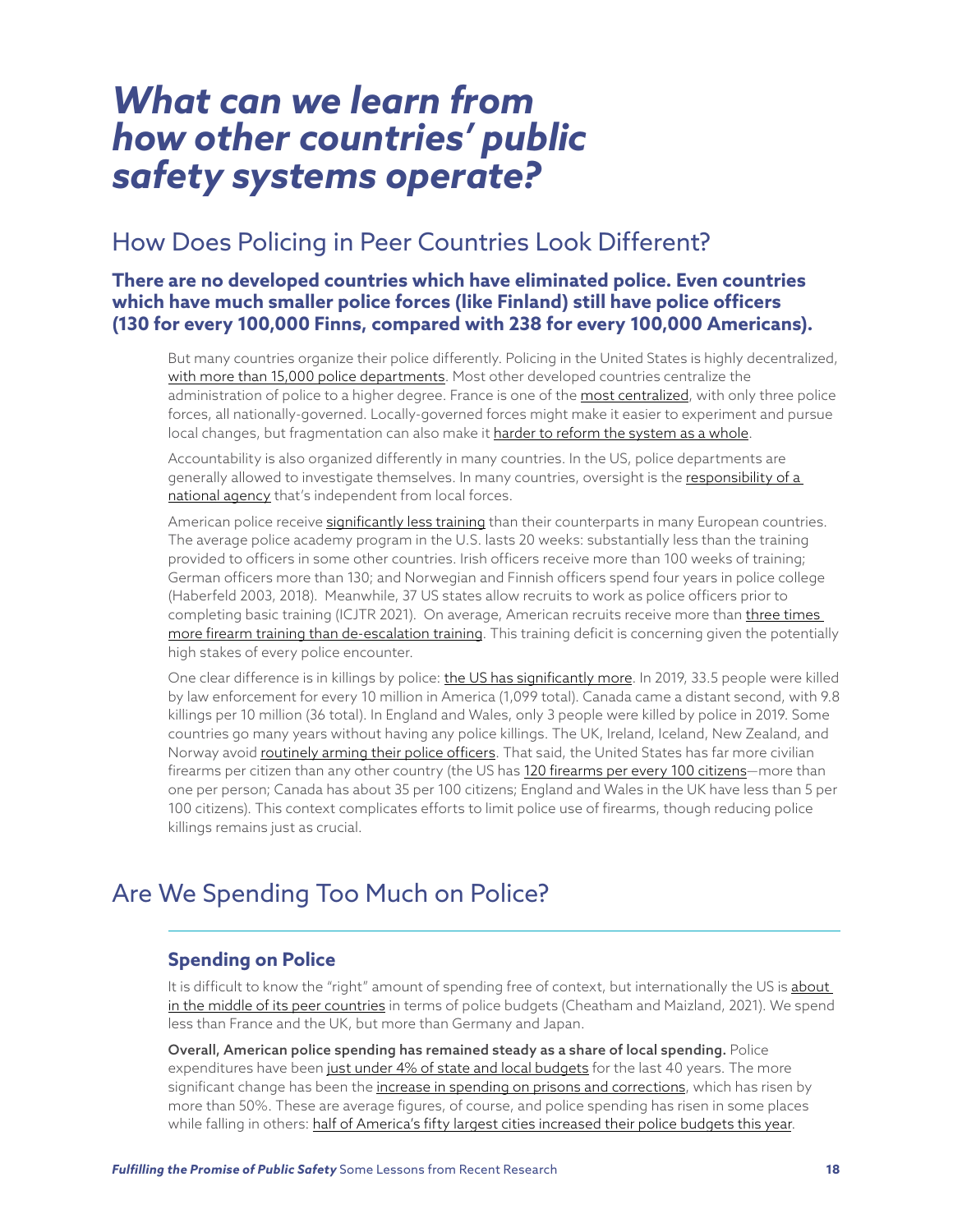# *What can we learn from how other countries' public safety systems operate?*

## How Does Policing in Peer Countries Look Different?

**There are no developed countries which have eliminated police. Even countries which have much smaller police forces (like Finland) still have police officers (130 for every 100,000 Finns, compared with 238 for every 100,000 Americans).**

But many countries organize their police differently. Policing in the United States is highly decentralized, with more than 15,000 police departments. Most other developed countries centralize the administration of police to a higher degree. France is one of the most centralized, with only three police forces, all nationally-governed. Locally-governed forces might make it easier to experiment and pursue local changes, but fragmentation can also make it harder to reform the system as a whole.

Accountability is also organized differently in many countries. In the US, police departments are generally allowed to investigate themselves. In many countries, oversight is the responsibility of a national agency that's independent from local forces.

American police receive significantly less training than their counterparts in many European countries. The average police academy program in the U.S. lasts 20 weeks: substantially less than the training provided to officers in some other countries. Irish officers receive more than 100 weeks of training; German officers more than 130; and Norwegian and Finnish officers spend four years in police college (Haberfeld 2003, 2018). Meanwhile, 37 US states allow recruits to work as police officers prior to completing basic training (ICJTR 2021). On average, American recruits receive more than three times more firearm training than de-escalation training. This training deficit is concerning given the potentially high stakes of every police encounter.

One clear difference is in killings by police: the US has significantly more. In 2019, 33.5 people were killed by law enforcement for every 10 million in America (1,099 total). Canada came a distant second, with 9.8 killings per 10 million (36 total). In England and Wales, only 3 people were killed by police in 2019. Some countries go many years without having any police killings. The UK, Ireland, Iceland, New Zealand, and Norway avoid routinely arming their police officers. That said, the United States has far more civilian firearms per citizen than any other country (the US has 120 firearms per every 100 citizens—more than one per person; Canada has about 35 per 100 citizens; England and Wales in the UK have less than 5 per 100 citizens). This context complicates efforts to limit police use of firearms, though reducing police killings remains just as crucial.

## Are We Spending Too Much on Police?

### Spending on Police

It is difficult to know the "right" amount of spending free of context, but internationally the US is about in the middle of its peer countries in terms of police budgets (Cheatham and Maizland, 2021). We spend less than France and the UK, but more than Germany and Japan.

**Overall, American police spending has remained steady as a share of local spending.** Police expenditures have been just under 4% of state and local budgets for the last 40 years. The more significant change has been the increase in spending on prisons and corrections, which has risen by more than 50%. These are average figures, of course, and police spending has risen in some places while falling in others: half of America's fifty largest cities increased their police budgets this year.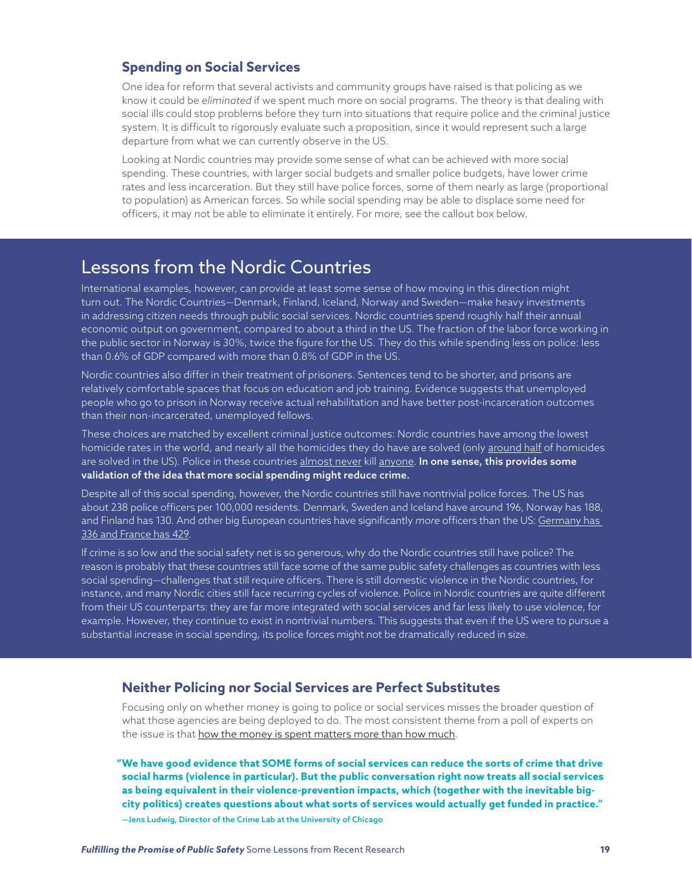### Spending on Social Services

One idea for reform that several activists and community groups have raised is that policing as we know it could be *eliminated* if we spent much more on social programs. The theory is that dealing with social ills could stop problems before they turn into situations that require police and the criminal justice system. It is difficult to rigorously evaluate such a proposition, since it would represent such a large departure from what we can currently observe in the US.

Looking at Nordic countries may provide some sense of what can be achieved with more social spending. These countries, with larger social budgets and smaller police budgets, have lower crime rates and less incarceration. But they still have police forces, some of them nearly as large (proportional to population) as American forces. So while social spending may be able to displace some need for officers, it may not be able to eliminate it entirely. For more, see the callout box below.

## Lessons from the Nordic Countries

International examples, however, can provide at least some sense of how moving in this direction might turn out. The Nordic Countries—Denmark, Finland, Iceland, Norway and Sweden—make heavy investments in addressing citizen needs through public social services. Nordic countries spend roughly half their annual economic output on government, compared to about a third in the US. The fraction of the labor force working in the public sector in Norway is 30%, twice the figure for the US. They do this while spending less on police: less than 0.6% of GDP compared with more than 0.8% of GDP in the US.

Nordic countries also differ in their treatment of prisoners. Sentences tend to be shorter, and prisons are relatively comfortable spaces that focus on education and job training. Evidence suggests that unemployed people who go to prison in Norway receive actual rehabilitation and have better post-incarceration outcomes than their non-incarcerated, unemployed fellows.

These choices are matched by excellent criminal justice outcomes: Nordic countries have among the lowest homicide rates in the world, and nearly all the homicides they do have are solved (only around half of homicides are solved in the US). Police in these countries almost never kill anyone. **In one sense, this provides some validation of the idea that more social spending might reduce crime.**

Despite all of this social spending, however, the Nordic countries still have nontrivial police forces. The US has about 238 police officers per 100,000 residents. Denmark, Sweden and Iceland have around 196, Norway has 188, and Finland has 130. And other big European countries have significantly *more* officers than the US: Germany has 336 and France has 429.

If crime is so low and the social safety net is so generous, why do the Nordic countries still have police? The reason is probably that these countries still face some of the same public safety challenges as countries with less social spending—challenges that still require officers. There is still domestic violence in the Nordic countries, for instance, and many Nordic cities still face recurring cycles of violence. Police in Nordic countries are quite different from their US counterparts: they are far more integrated with social services and far less likely to use violence, for example. However, they continue to exist in nontrivial numbers. This suggests that even if the US were to pursue a substantial increase in social spending, its police forces might not be dramatically reduced in size.

### Neither Policing nor Social Services are Perfect Substitutes

Focusing only on whether money is going to police or social services misses the broader question of what those agencies are being deployed to do. The most consistent theme from a poll of experts on the issue is that how the money is spent matters more than how much.

> **"We have good evidence that SOME forms of social services can reduce the sorts of crime that drive social harms (violence in particular). But the public conversation right now treats all social services as being equivalent in their violence-prevention impacts, which (together with the inevitable big-city politics) creates questions about what sorts of services would actually get funded in practice."**
>
> —Jens Ludwig, Director of the Crime Lab at the University of Chicago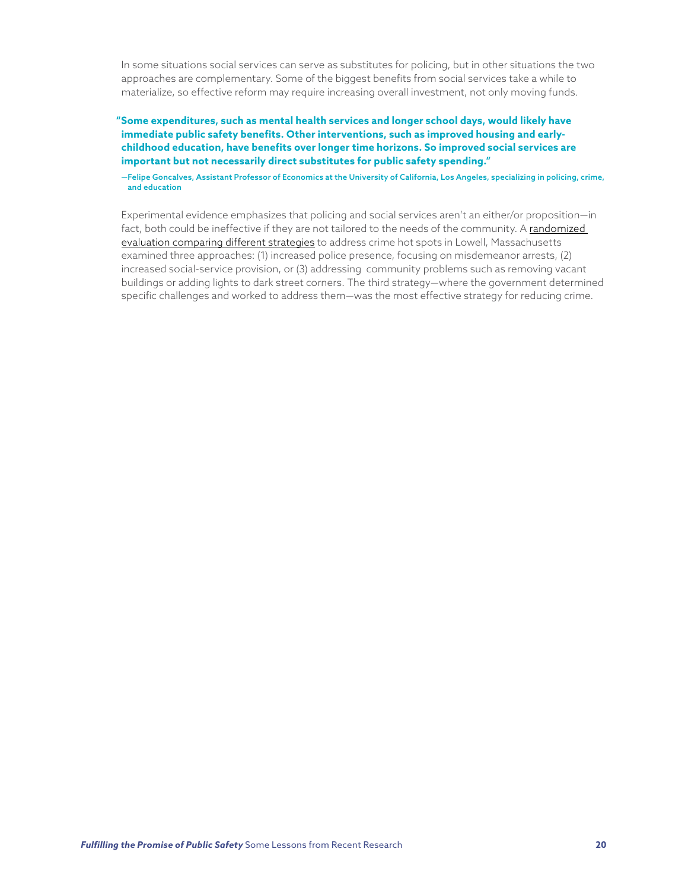In some situations social services can serve as substitutes for policing, but in other situations the two approaches are complementary. Some of the biggest benefits from social services take a while to materialize, so effective reform may require increasing overall investment, not only moving funds.

> **"Some expenditures, such as mental health services and longer school days, would likely have immediate public safety benefits. Other interventions, such as improved housing and early-childhood education, have benefits over longer time horizons. So improved social services are important but not necessarily direct substitutes for public safety spending."**
>
> —Felipe Goncalves, Assistant Professor of Economics at the University of California, Los Angeles, specializing in policing, crime, and education

Experimental evidence emphasizes that policing and social services aren't an either/or proposition—in fact, both could be ineffective if they are not tailored to the needs of the community. A randomized evaluation comparing different strategies to address crime hot spots in Lowell, Massachusetts examined three approaches: (1) increased police presence, focusing on misdemeanor arrests, (2) increased social-service provision, or (3) addressing community problems such as removing vacant buildings or adding lights to dark street corners. The third strategy—where the government determined specific challenges and worked to address them—was the most effective strategy for reducing crime.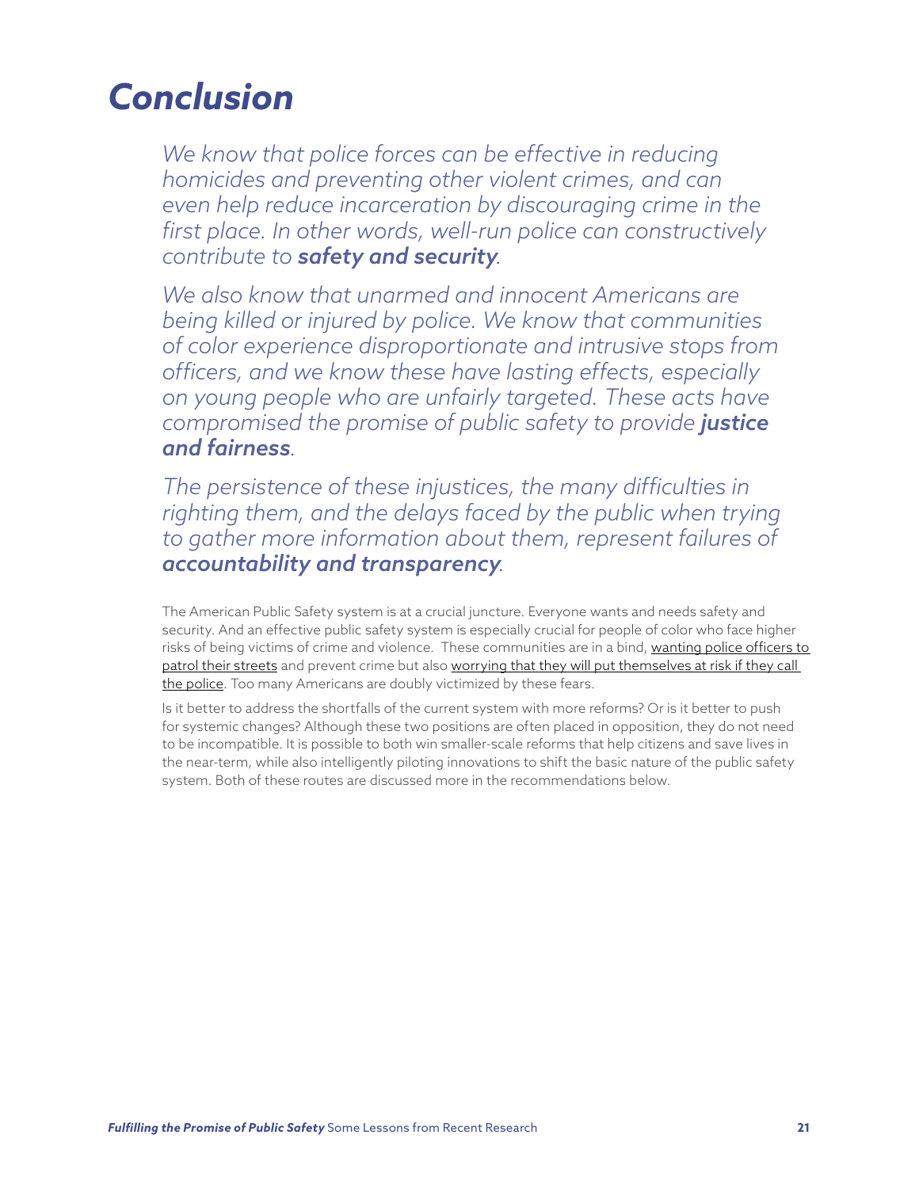# *Conclusion*

*We know that police forces can be effective in reducing homicides and preventing other violent crimes, and can even help reduce incarceration by discouraging crime in the first place. In other words, well-run police can constructively contribute to **safety and security**.*

*We also know that unarmed and innocent Americans are being killed or injured by police. We know that communities of color experience disproportionate and intrusive stops from officers, and we know these have lasting effects, especially on young people who are unfairly targeted. These acts have compromised the promise of public safety to provide **justice and fairness**.*

*The persistence of these injustices, the many difficulties in righting them, and the delays faced by the public when trying to gather more information about them, represent failures of **accountability and transparency**.*

The American Public Safety system is at a crucial juncture. Everyone wants and needs safety and security. And an effective public safety system is especially crucial for people of color who face higher risks of being victims of crime and violence. These communities are in a bind, wanting police officers to patrol their streets and prevent crime but also worrying that they will put themselves at risk if they call the police. Too many Americans are doubly victimized by these fears.

Is it better to address the shortfalls of the current system with more reforms? Or is it better to push for systemic changes? Although these two positions are often placed in opposition, they do not need to be incompatible. It is possible to both win smaller-scale reforms that help citizens and save lives in the near-term, while also intelligently piloting innovations to shift the basic nature of the public safety system. Both of these routes are discussed more in the recommendations below.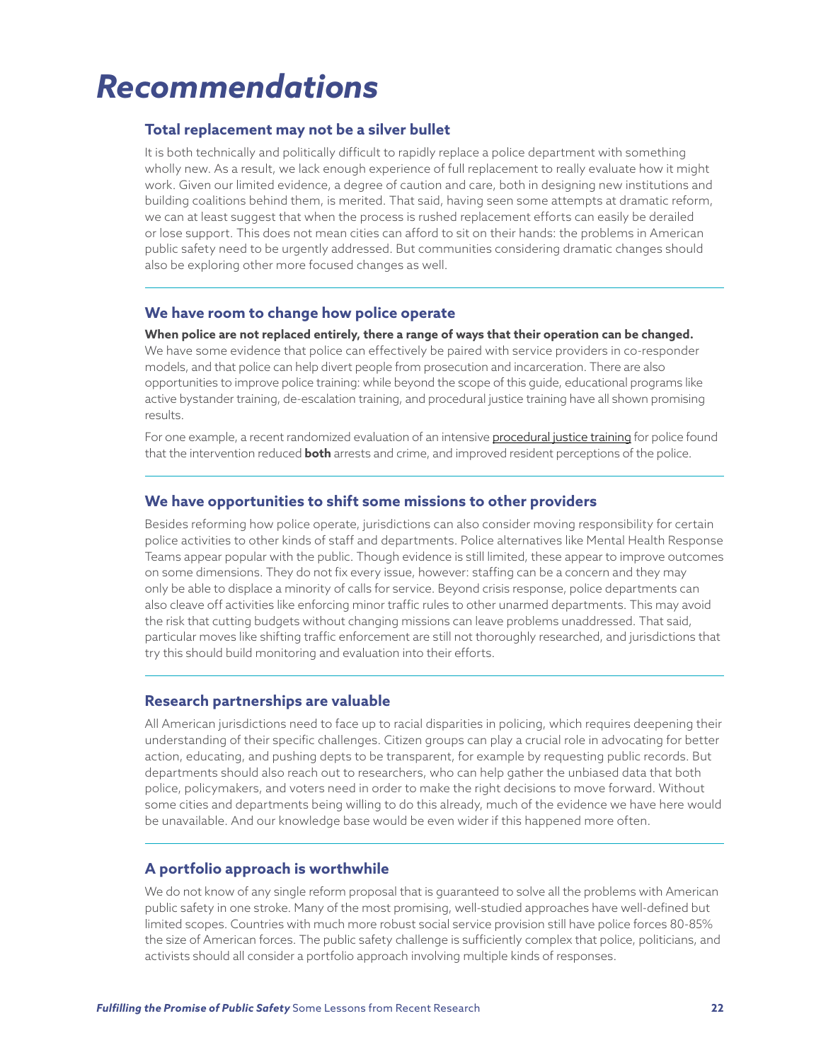# *Recommendations*

## Total replacement may not be a silver bullet

It is both technically and politically difficult to rapidly replace a police department with something wholly new. As a result, we lack enough experience of full replacement to really evaluate how it might work. Given our limited evidence, a degree of caution and care, both in designing new institutions and building coalitions behind them, is merited. That said, having seen some attempts at dramatic reform, we can at least suggest that when the process is rushed replacement efforts can easily be derailed or lose support. This does not mean cities can afford to sit on their hands: the problems in American public safety need to be urgently addressed. But communities considering dramatic changes should also be exploring other more focused changes as well.

## We have room to change how police operate

**When police are not replaced entirely, there a range of ways that their operation can be changed.** We have some evidence that police can effectively be paired with service providers in co-responder models, and that police can help divert people from prosecution and incarceration. There are also opportunities to improve police training: while beyond the scope of this guide, educational programs like active bystander training, de-escalation training, and procedural justice training have all shown promising results.

For one example, a recent randomized evaluation of an intensive procedural justice training for police found that the intervention reduced **both** arrests and crime, and improved resident perceptions of the police.

## We have opportunities to shift some missions to other providers

Besides reforming how police operate, jurisdictions can also consider moving responsibility for certain police activities to other kinds of staff and departments. Police alternatives like Mental Health Response Teams appear popular with the public. Though evidence is still limited, these appear to improve outcomes on some dimensions. They do not fix every issue, however: staffing can be a concern and they may only be able to displace a minority of calls for service. Beyond crisis response, police departments can also cleave off activities like enforcing minor traffic rules to other unarmed departments. This may avoid the risk that cutting budgets without changing missions can leave problems unaddressed. That said, particular moves like shifting traffic enforcement are still not thoroughly researched, and jurisdictions that try this should build monitoring and evaluation into their efforts.

## Research partnerships are valuable

All American jurisdictions need to face up to racial disparities in policing, which requires deepening their understanding of their specific challenges. Citizen groups can play a crucial role in advocating for better action, educating, and pushing depts to be transparent, for example by requesting public records. But departments should also reach out to researchers, who can help gather the unbiased data that both police, policymakers, and voters need in order to make the right decisions to move forward. Without some cities and departments being willing to do this already, much of the evidence we have here would be unavailable. And our knowledge base would be even wider if this happened more often.

## A portfolio approach is worthwhile

We do not know of any single reform proposal that is guaranteed to solve all the problems with American public safety in one stroke. Many of the most promising, well-studied approaches have well-defined but limited scopes. Countries with much more robust social service provision still have police forces 80-85% the size of American forces. The public safety challenge is sufficiently complex that police, politicians, and activists should all consider a portfolio approach involving multiple kinds of responses.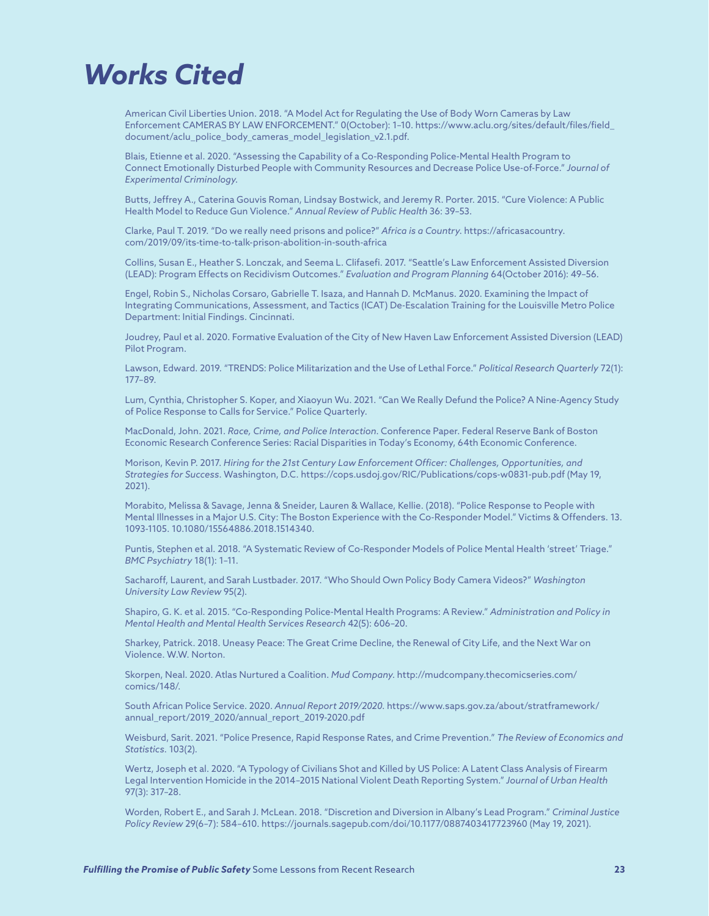# *Works Cited*

American Civil Liberties Union. 2018. "A Model Act for Regulating the Use of Body Worn Cameras by Law Enforcement CAMERAS BY LAW ENFORCEMENT." 0(October): 1–10. https://www.aclu.org/sites/default/files/field_document/aclu_police_body_cameras_model_legislation_v2.1.pdf.

Blais, Etienne et al. 2020. "Assessing the Capability of a Co-Responding Police-Mental Health Program to Connect Emotionally Disturbed People with Community Resources and Decrease Police Use-of-Force." *Journal of Experimental Criminology*.

Butts, Jeffrey A., Caterina Gouvis Roman, Lindsay Bostwick, and Jeremy R. Porter. 2015. "Cure Violence: A Public Health Model to Reduce Gun Violence." *Annual Review of Public Health* 36: 39–53.

Clarke, Paul T. 2019. "Do we really need prisons and police?" *Africa is a Country*. https://africasacountry.com/2019/09/its-time-to-talk-prison-abolition-in-south-africa

Collins, Susan E., Heather S. Lonczak, and Seema L. Clifasefi. 2017. "Seattle's Law Enforcement Assisted Diversion (LEAD): Program Effects on Recidivism Outcomes." *Evaluation and Program Planning* 64(October 2016): 49–56.

Engel, Robin S., Nicholas Corsaro, Gabrielle T. Isaza, and Hannah D. McManus. 2020. Examining the Impact of Integrating Communications, Assessment, and Tactics (ICAT) De-Escalation Training for the Louisville Metro Police Department: Initial Findings. Cincinnati.

Joudrey, Paul et al. 2020. Formative Evaluation of the City of New Haven Law Enforcement Assisted Diversion (LEAD) Pilot Program.

Lawson, Edward. 2019. "TRENDS: Police Militarization and the Use of Lethal Force." *Political Research Quarterly* 72(1): 177–89.

Lum, Cynthia, Christopher S. Koper, and Xiaoyun Wu. 2021. "Can We Really Defund the Police? A Nine-Agency Study of Police Response to Calls for Service." Police Quarterly.

MacDonald, John. 2021. *Race, Crime, and Police Interaction*. Conference Paper. Federal Reserve Bank of Boston Economic Research Conference Series: Racial Disparities in Today's Economy, 64th Economic Conference.

Morison, Kevin P. 2017. *Hiring for the 21st Century Law Enforcement Officer: Challenges, Opportunities, and Strategies for Success*. Washington, D.C. https://cops.usdoj.gov/RIC/Publications/cops-w0831-pub.pdf (May 19, 2021).

Morabito, Melissa & Savage, Jenna & Sneider, Lauren & Wallace, Kellie. (2018). "Police Response to People with Mental Illnesses in a Major U.S. City: The Boston Experience with the Co-Responder Model." Victims & Offenders. 13. 1093-1105. 10.1080/15564886.2018.1514340.

Puntis, Stephen et al. 2018. "A Systematic Review of Co-Responder Models of Police Mental Health 'street' Triage." *BMC Psychiatry* 18(1): 1–11.

Sacharoff, Laurent, and Sarah Lustbader. 2017. "Who Should Own Policy Body Camera Videos?" *Washington University Law Review* 95(2).

Shapiro, G. K. et al. 2015. "Co-Responding Police-Mental Health Programs: A Review." *Administration and Policy in Mental Health and Mental Health Services Research* 42(5): 606–20.

Sharkey, Patrick. 2018. Uneasy Peace: The Great Crime Decline, the Renewal of City Life, and the Next War on Violence. W.W. Norton.

Skorpen, Neal. 2020. Atlas Nurtured a Coalition. *Mud Company*. http://mudcompany.thecomicseries.com/comics/148/.

South African Police Service. 2020. *Annual Report 2019/2020*. https://www.saps.gov.za/about/stratframework/annual_report/2019_2020/annual_report_2019-2020.pdf

Weisburd, Sarit. 2021. "Police Presence, Rapid Response Rates, and Crime Prevention." *The Review of Economics and Statistics*. 103(2).

Wertz, Joseph et al. 2020. "A Typology of Civilians Shot and Killed by US Police: A Latent Class Analysis of Firearm Legal Intervention Homicide in the 2014–2015 National Violent Death Reporting System." *Journal of Urban Health* 97(3): 317–28.

Worden, Robert E., and Sarah J. McLean. 2018. "Discretion and Diversion in Albany's Lead Program." *Criminal Justice Policy Review* 29(6–7): 584–610. https://journals.sagepub.com/doi/10.1177/0887403417723960 (May 19, 2021).